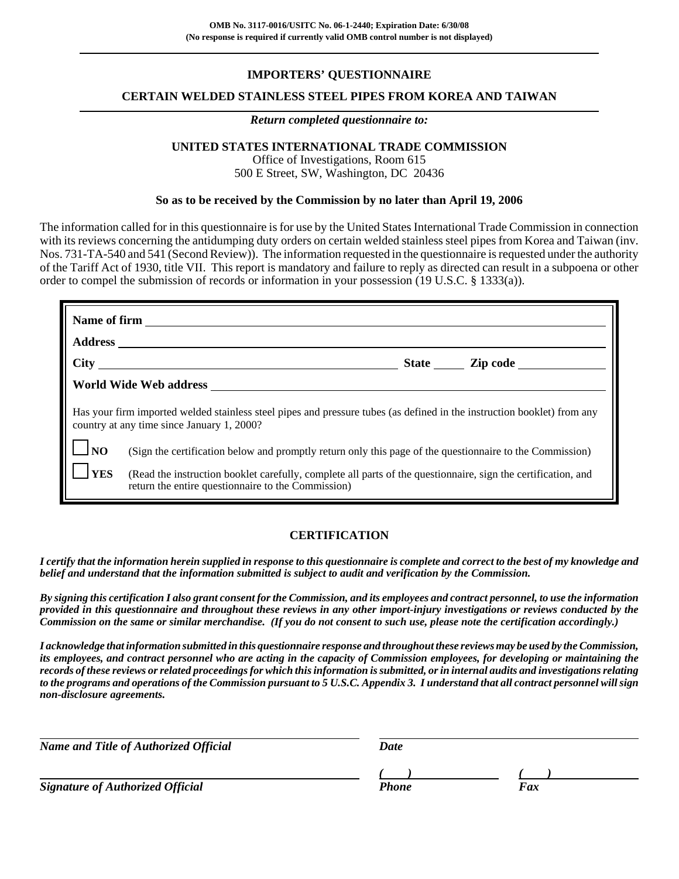**OMB No. 3117-0016/USITC No. 06-1-2440; Expiration Date: 6/30/08**
**(No response is required if currently valid OMB control number is not displayed)**

# IMPORTERS' QUESTIONNAIRE

## CERTAIN WELDED STAINLESS STEEL PIPES FROM KOREA AND TAIWAN

***Return completed questionnaire to:***

**UNITED STATES INTERNATIONAL TRADE COMMISSION**
Office of Investigations, Room 615
500 E Street, SW, Washington, DC 20436

**So as to be received by the Commission by no later than April 19, 2006**

The information called for in this questionnaire is for use by the United States International Trade Commission in connection with its reviews concerning the antidumping duty orders on certain welded stainless steel pipes from Korea and Taiwan (inv. Nos. 731-TA-540 and 541 (Second Review)). The information requested in the questionnaire is requested under the authority of the Tariff Act of 1930, title VII. This report is mandatory and failure to reply as directed can result in a subpoena or other order to compel the submission of records or information in your possession (19 U.S.C. § 1333(a)).

**Name of firm** ______________________________

**Address** ______________________________

**City** ______________________ **State** _____ **Zip code** __________

**World Wide Web address** ______________________________

Has your firm imported welded stainless steel pipes and pressure tubes (as defined in the instruction booklet) from any country at any time since January 1, 2000?

☐ **NO** (Sign the certification below and promptly return only this page of the questionnaire to the Commission)

☐ **YES** (Read the instruction booklet carefully, complete all parts of the questionnaire, sign the certification, and return the entire questionnaire to the Commission)

## CERTIFICATION

***I certify that the information herein supplied in response to this questionnaire is complete and correct to the best of my knowledge and belief and understand that the information submitted is subject to audit and verification by the Commission.***

***By signing this certification I also grant consent for the Commission, and its employees and contract personnel, to use the information provided in this questionnaire and throughout these reviews in any other import-injury investigations or reviews conducted by the Commission on the same or similar merchandise. (If you do not consent to such use, please note the certification accordingly.)***

***I acknowledge that information submitted in this questionnaire response and throughout these reviews may be used by the Commission, its employees, and contract personnel who are acting in the capacity of Commission employees, for developing or maintaining the records of these reviews or related proceedings for which this information is submitted, or in internal audits and investigations relating to the programs and operations of the Commission pursuant to 5 U.S.C. Appendix 3. I understand that all contract personnel will sign non-disclosure agreements.***

______________________________ ______________________________
***Name and Title of Authorized Official*** ***Date***

______________________________ ***( )*** __________ ***( )*** __________
***Signature of Authorized Official*** ***Phone*** ***Fax***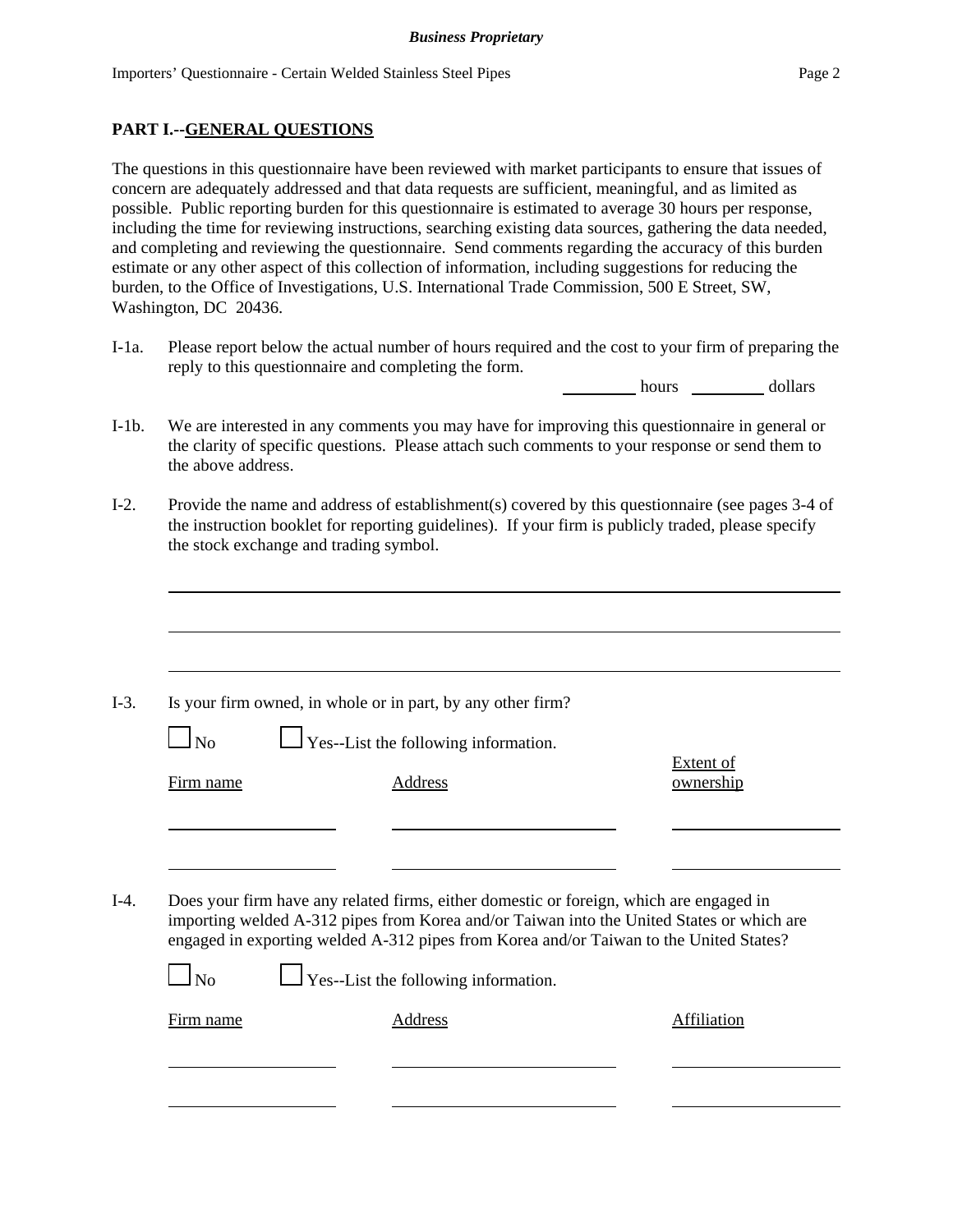## PART I.--GENERAL QUESTIONS

The questions in this questionnaire have been reviewed with market participants to ensure that issues of concern are adequately addressed and that data requests are sufficient, meaningful, and as limited as possible. Public reporting burden for this questionnaire is estimated to average 30 hours per response, including the time for reviewing instructions, searching existing data sources, gathering the data needed, and completing and reviewing the questionnaire. Send comments regarding the accuracy of this burden estimate or any other aspect of this collection of information, including suggestions for reducing the burden, to the Office of Investigations, U.S. International Trade Commission, 500 E Street, SW, Washington, DC 20436.

I-1a. Please report below the actual number of hours required and the cost to your firm of preparing the reply to this questionnaire and completing the form.

_________ hours _________ dollars

I-1b. We are interested in any comments you may have for improving this questionnaire in general or the clarity of specific questions. Please attach such comments to your response or send them to the above address.

I-2. Provide the name and address of establishment(s) covered by this questionnaire (see pages 3-4 of the instruction booklet for reporting guidelines). If your firm is publicly traded, please specify the stock exchange and trading symbol.

_______________________________________________

_______________________________________________

_______________________________________________

I-3. Is your firm owned, in whole or in part, by any other firm?

☐ No ☐ Yes--List the following information.

| Firm name | Address | Extent of ownership |
|---|---|---|
| | | |
| | | |

I-4. Does your firm have any related firms, either domestic or foreign, which are engaged in importing welded A-312 pipes from Korea and/or Taiwan into the United States or which are engaged in exporting welded A-312 pipes from Korea and/or Taiwan to the United States?

☐ No ☐ Yes--List the following information.

| Firm name | Address | Affiliation |
|---|---|---|
| | | |
| | | |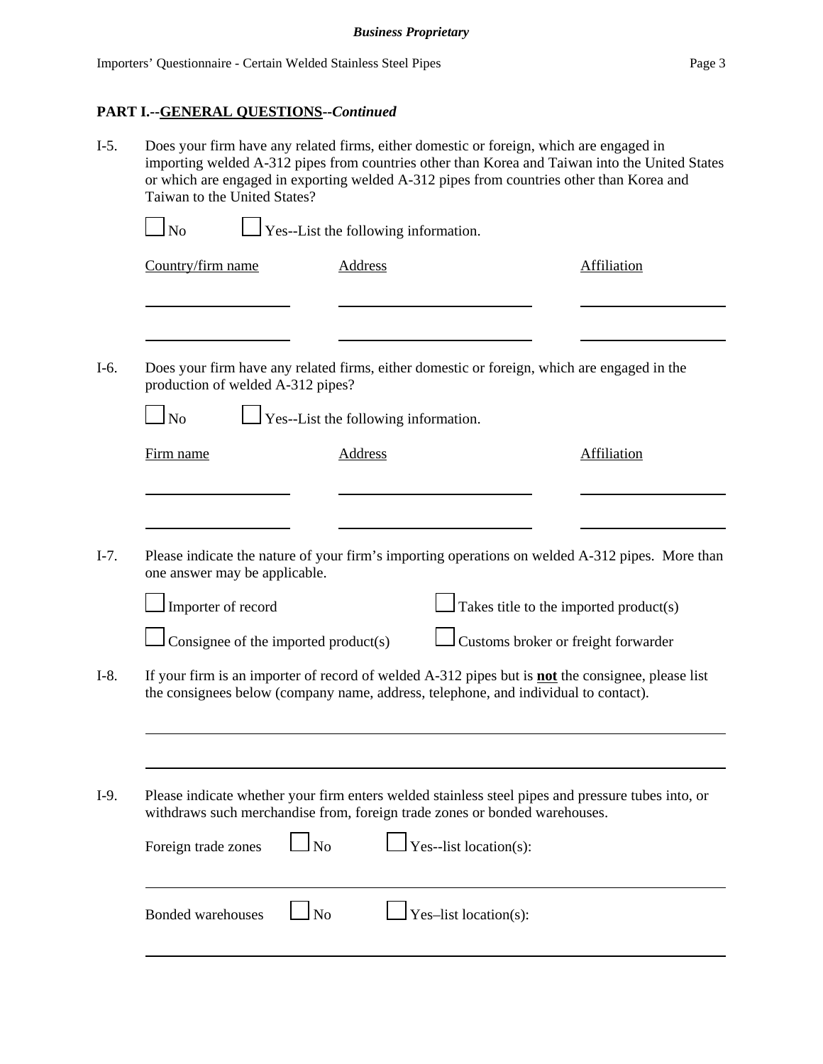**PART I.--GENERAL QUESTIONS--*Continued***

I-5. Does your firm have any related firms, either domestic or foreign, which are engaged in importing welded A-312 pipes from countries other than Korea and Taiwan into the United States or which are engaged in exporting welded A-312 pipes from countries other than Korea and Taiwan to the United States?

☐ No ☐ Yes--List the following information.

| Country/firm name | Address | Affiliation |
|---|---|---|
| | | |
| | | |

I-6. Does your firm have any related firms, either domestic or foreign, which are engaged in the production of welded A-312 pipes?

☐ No ☐ Yes--List the following information.

| Firm name | Address | Affiliation |
|---|---|---|
| | | |
| | | |

I-7. Please indicate the nature of your firm's importing operations on welded A-312 pipes. More than one answer may be applicable.

☐ Importer of record ☐ Takes title to the imported product(s)

☐ Consignee of the imported product(s) ☐ Customs broker or freight forwarder

I-8. If your firm is an importer of record of welded A-312 pipes but is **not** the consignee, please list the consignees below (company name, address, telephone, and individual to contact).

______________________________________________________________________

______________________________________________________________________

I-9. Please indicate whether your firm enters welded stainless steel pipes and pressure tubes into, or withdraws such merchandise from, foreign trade zones or bonded warehouses.

Foreign trade zones ☐ No ☐ Yes--list location(s):

______________________________________________________________________

Bonded warehouses ☐ No ☐ Yes–list location(s):

______________________________________________________________________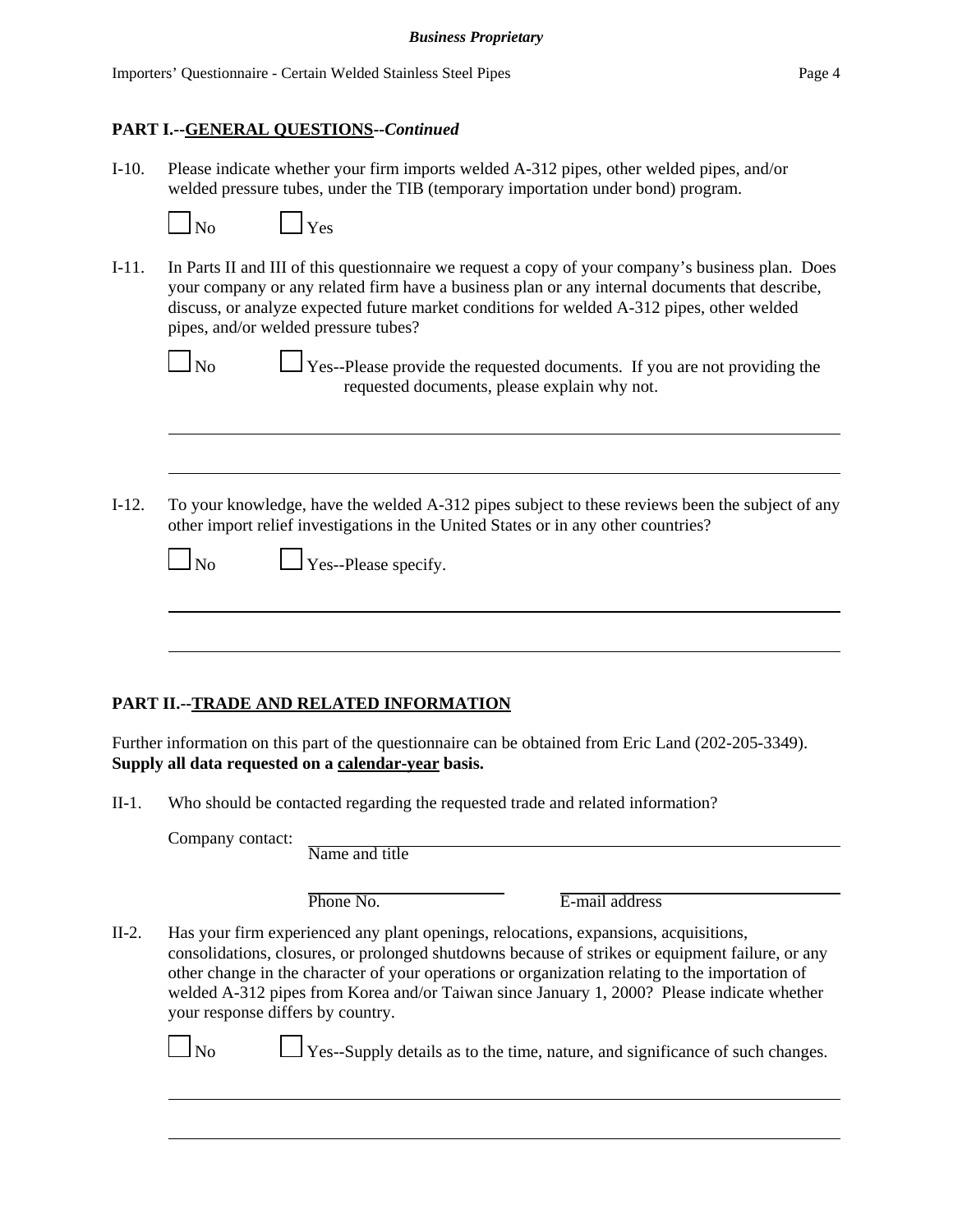## PART I.--GENERAL QUESTIONS--*Continued*

I-10. Please indicate whether your firm imports welded A-312 pipes, other welded pipes, and/or welded pressure tubes, under the TIB (temporary importation under bond) program.

☐ No ☐ Yes

I-11. In Parts II and III of this questionnaire we request a copy of your company's business plan. Does your company or any related firm have a business plan or any internal documents that describe, discuss, or analyze expected future market conditions for welded A-312 pipes, other welded pipes, and/or welded pressure tubes?

☐ No ☐ Yes--Please provide the requested documents. If you are not providing the requested documents, please explain why not.

______________________________________________________________________

______________________________________________________________________

I-12. To your knowledge, have the welded A-312 pipes subject to these reviews been the subject of any other import relief investigations in the United States or in any other countries?

☐ No ☐ Yes--Please specify.

______________________________________________________________________

______________________________________________________________________

## PART II.--TRADE AND RELATED INFORMATION

Further information on this part of the questionnaire can be obtained from Eric Land (202-205-3349). **Supply all data requested on a calendar-year basis.**

II-1. Who should be contacted regarding the requested trade and related information?

Company contact: ______________________________________________
Name and title

______________________ ______________________
Phone No. E-mail address

II-2. Has your firm experienced any plant openings, relocations, expansions, acquisitions, consolidations, closures, or prolonged shutdowns because of strikes or equipment failure, or any other change in the character of your operations or organization relating to the importation of welded A-312 pipes from Korea and/or Taiwan since January 1, 2000? Please indicate whether your response differs by country.

☐ No ☐ Yes--Supply details as to the time, nature, and significance of such changes.

______________________________________________________________________

______________________________________________________________________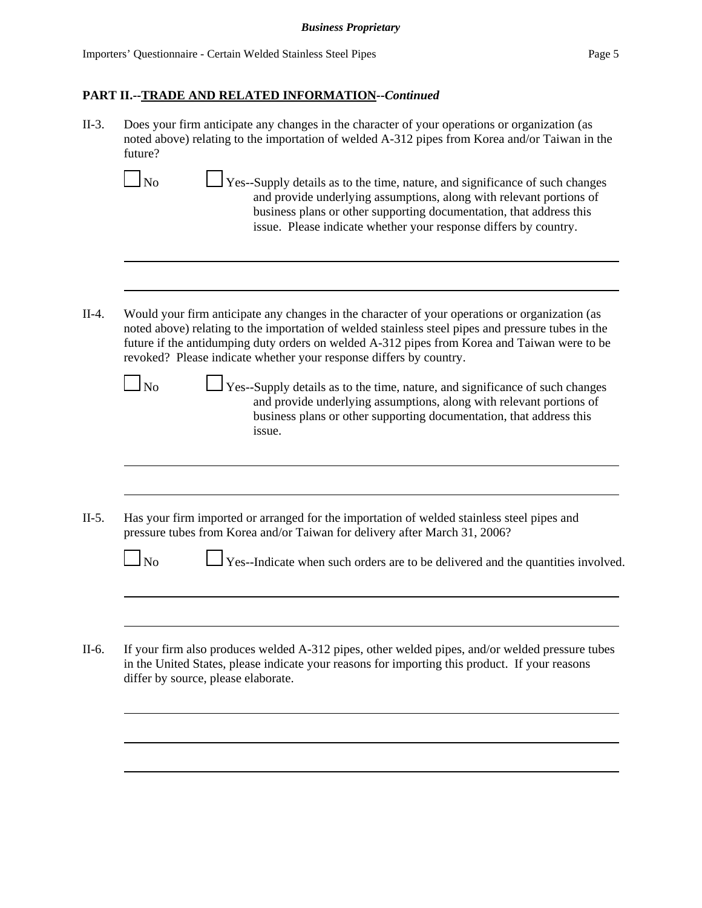**PART II.--TRADE AND RELATED INFORMATION--*Continued***

II-3. Does your firm anticipate any changes in the character of your operations or organization (as noted above) relating to the importation of welded A-312 pipes from Korea and/or Taiwan in the future?

☐ No ☐ Yes--Supply details as to the time, nature, and significance of such changes and provide underlying assumptions, along with relevant portions of business plans or other supporting documentation, that address this issue. Please indicate whether your response differs by country.

II-4. Would your firm anticipate any changes in the character of your operations or organization (as noted above) relating to the importation of welded stainless steel pipes and pressure tubes in the future if the antidumping duty orders on welded A-312 pipes from Korea and Taiwan were to be revoked? Please indicate whether your response differs by country.

☐ No ☐ Yes--Supply details as to the time, nature, and significance of such changes and provide underlying assumptions, along with relevant portions of business plans or other supporting documentation, that address this issue.

II-5. Has your firm imported or arranged for the importation of welded stainless steel pipes and pressure tubes from Korea and/or Taiwan for delivery after March 31, 2006?

☐ No ☐ Yes--Indicate when such orders are to be delivered and the quantities involved.

II-6. If your firm also produces welded A-312 pipes, other welded pipes, and/or welded pressure tubes in the United States, please indicate your reasons for importing this product. If your reasons differ by source, please elaborate.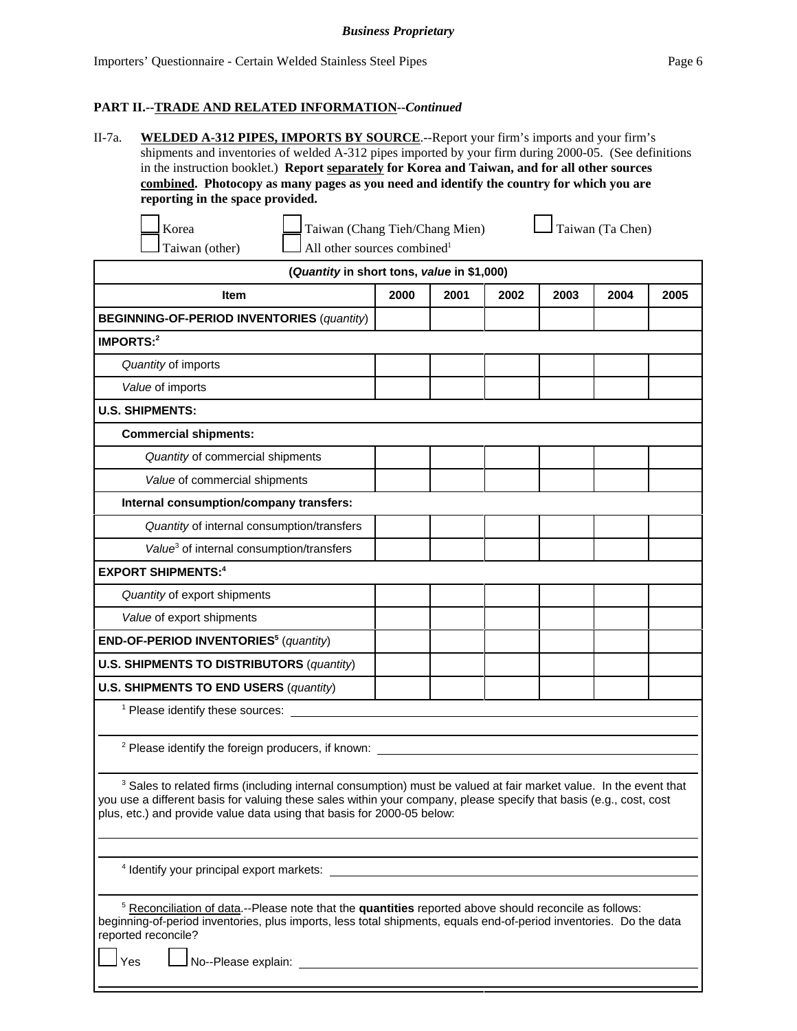**Business Proprietary**

**PART II.--TRADE AND RELATED INFORMATION--*Continued***

II-7a. **WELDED A-312 PIPES, IMPORTS BY SOURCE**.--Report your firm's imports and your firm's shipments and inventories of welded A-312 pipes imported by your firm during 2000-05. (See definitions in the instruction booklet.) **Report separately for Korea and Taiwan, and for all other sources combined. Photocopy as many pages as you need and identify the country for which you are reporting in the space provided.**

☐ Korea ☐ Taiwan (Chang Tieh/Chang Mien) ☐ Taiwan (Ta Chen)
☐ Taiwan (other) ☐ All other sources combined[1]

| (*Quantity* in short tons, *value* in $1,000) | | | | | | |
|---|---|---|---|---|---|---|
| **Item** | **2000** | **2001** | **2002** | **2003** | **2004** | **2005** |
| **BEGINNING-OF-PERIOD INVENTORIES** (*quantity*) | | | | | | |
| **IMPORTS:**[2] | | | | | | |
| *Quantity* of imports | | | | | | |
| *Value* of imports | | | | | | |
| **U.S. SHIPMENTS:** | | | | | | |
| **Commercial shipments:** | | | | | | |
| *Quantity* of commercial shipments | | | | | | |
| *Value* of commercial shipments | | | | | | |
| **Internal consumption/company transfers:** | | | | | | |
| *Quantity* of internal consumption/transfers | | | | | | |
| *Value*[3] of internal consumption/transfers | | | | | | |
| **EXPORT SHIPMENTS:**[4] | | | | | | |
| *Quantity* of export shipments | | | | | | |
| *Value* of export shipments | | | | | | |
| **END-OF-PERIOD INVENTORIES**[5] (*quantity*) | | | | | | |
| **U.S. SHIPMENTS TO DISTRIBUTORS** (*quantity*) | | | | | | |
| **U.S. SHIPMENTS TO END USERS** (*quantity*) | | | | | | |

[1] Please identify these sources: ______________________________

[2] Please identify the foreign producers, if known: ______________________________

[3] Sales to related firms (including internal consumption) must be valued at fair market value. In the event that you use a different basis for valuing these sales within your company, please specify that basis (e.g., cost, cost plus, etc.) and provide value data using that basis for 2000-05 below:

______________________________

[4] Identify your principal export markets: ______________________________

[5] Reconciliation of data.--Please note that the **quantities** reported above should reconcile as follows: beginning-of-period inventories, plus imports, less total shipments, equals end-of-period inventories. Do the data reported reconcile?

☐ Yes ☐ No--Please explain: ______________________________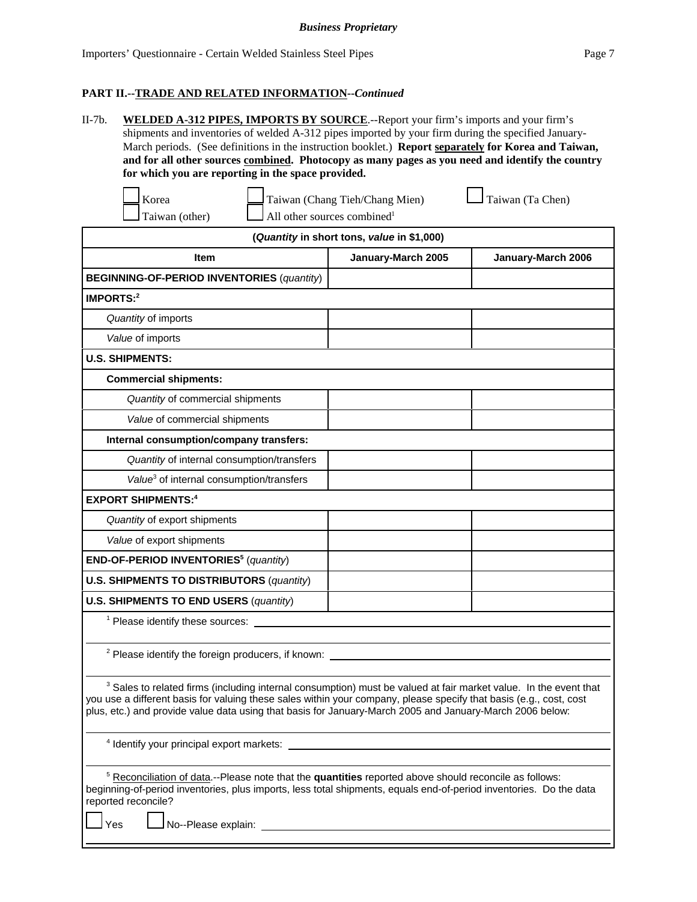**Business Proprietary**

**PART II.--TRADE AND RELATED INFORMATION--*Continued***

II-7b. **WELDED A-312 PIPES, IMPORTS BY SOURCE**.--Report your firm's imports and your firm's shipments and inventories of welded A-312 pipes imported by your firm during the specified January-March periods. (See definitions in the instruction booklet.) **Report separately for Korea and Taiwan, and for all other sources combined. Photocopy as many pages as you need and identify the country for which you are reporting in the space provided.**

☐ Korea ☐ Taiwan (Chang Tieh/Chang Mien) ☐ Taiwan (Ta Chen)
☐ Taiwan (other) ☐ All other sources combined[1]

| (*Quantity* in short tons, *value* in $1,000) | | |
|---|---|---|
| **Item** | **January-March 2005** | **January-March 2006** |
| **BEGINNING-OF-PERIOD INVENTORIES** (*quantity*) | | |
| **IMPORTS:**[2] | | |
| *Quantity* of imports | | |
| *Value* of imports | | |
| **U.S. SHIPMENTS:** | | |
| **Commercial shipments:** | | |
| *Quantity* of commercial shipments | | |
| *Value* of commercial shipments | | |
| **Internal consumption/company transfers:** | | |
| *Quantity* of internal consumption/transfers | | |
| *Value*[3] of internal consumption/transfers | | |
| **EXPORT SHIPMENTS:**[4] | | |
| *Quantity* of export shipments | | |
| *Value* of export shipments | | |
| **END-OF-PERIOD INVENTORIES**[5] (*quantity*) | | |
| **U.S. SHIPMENTS TO DISTRIBUTORS** (*quantity*) | | |
| **U.S. SHIPMENTS TO END USERS** (*quantity*) | | |

[1] Please identify these sources: ______________________________

[2] Please identify the foreign producers, if known: ______________________________

[3] Sales to related firms (including internal consumption) must be valued at fair market value. In the event that you use a different basis for valuing these sales within your company, please specify that basis (e.g., cost, cost plus, etc.) and provide value data using that basis for January-March 2005 and January-March 2006 below:

______________________________

[4] Identify your principal export markets: ______________________________

[5] Reconciliation of data.--Please note that the **quantities** reported above should reconcile as follows: beginning-of-period inventories, plus imports, less total shipments, equals end-of-period inventories. Do the data reported reconcile?

☐ Yes ☐ No--Please explain: ______________________________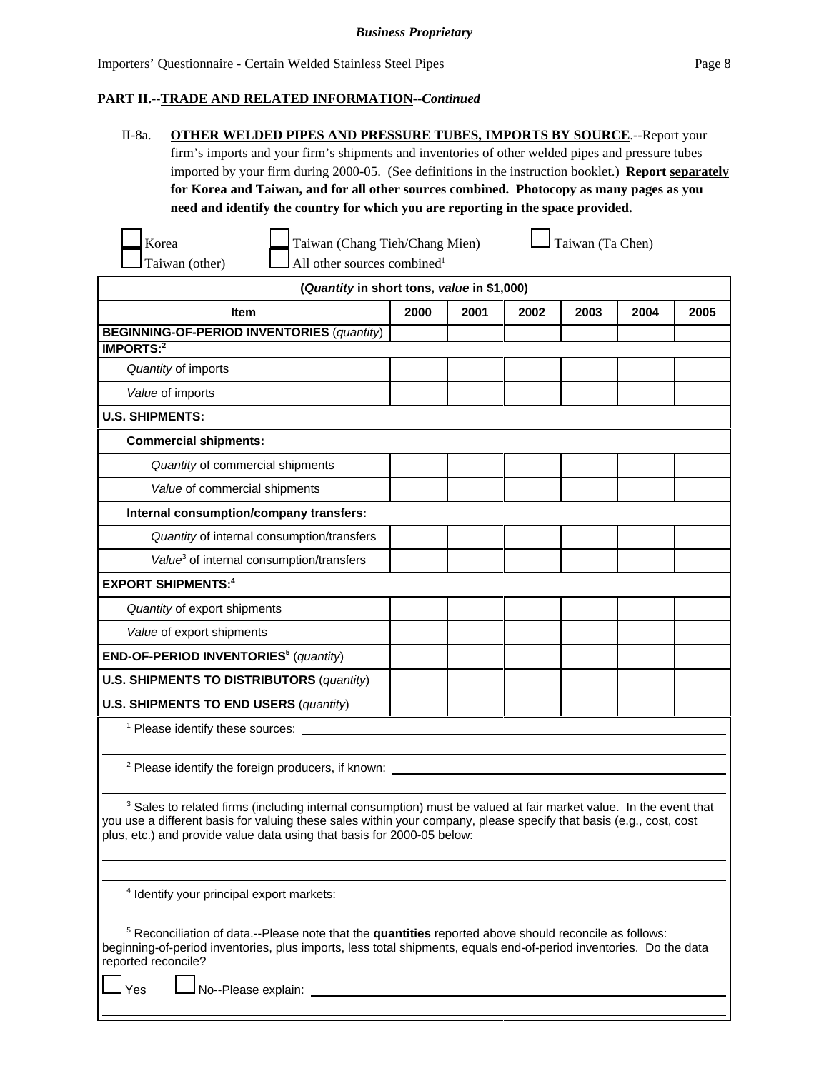**Business Proprietary**

**PART II.--TRADE AND RELATED INFORMATION--*Continued***

II-8a. **OTHER WELDED PIPES AND PRESSURE TUBES, IMPORTS BY SOURCE**.--Report your firm's imports and your firm's shipments and inventories of other welded pipes and pressure tubes imported by your firm during 2000-05. (See definitions in the instruction booklet.) **Report separately for Korea and Taiwan, and for all other sources combined. Photocopy as many pages as you need and identify the country for which you are reporting in the space provided.**

☐ Korea ☐ Taiwan (Chang Tieh/Chang Mien) ☐ Taiwan (Ta Chen)
☐ Taiwan (other) ☐ All other sources combined[1]

| (*Quantity* in short tons, *value* in $1,000) | | | | | | |
|---|---|---|---|---|---|---|
| **Item** | **2000** | **2001** | **2002** | **2003** | **2004** | **2005** |
| **BEGINNING-OF-PERIOD INVENTORIES** (*quantity*) | | | | | | |
| **IMPORTS:**[2] | | | | | | |
| *Quantity* of imports | | | | | | |
| *Value* of imports | | | | | | |
| **U.S. SHIPMENTS:** | | | | | | |
| **Commercial shipments:** | | | | | | |
| *Quantity* of commercial shipments | | | | | | |
| *Value* of commercial shipments | | | | | | |
| **Internal consumption/company transfers:** | | | | | | |
| *Quantity* of internal consumption/transfers | | | | | | |
| *Value*[3] of internal consumption/transfers | | | | | | |
| **EXPORT SHIPMENTS:**[4] | | | | | | |
| *Quantity* of export shipments | | | | | | |
| *Value* of export shipments | | | | | | |
| **END-OF-PERIOD INVENTORIES**[5] (*quantity*) | | | | | | |
| **U.S. SHIPMENTS TO DISTRIBUTORS** (*quantity*) | | | | | | |
| **U.S. SHIPMENTS TO END USERS** (*quantity*) | | | | | | |

[1] Please identify these sources: ____________________

[2] Please identify the foreign producers, if known: ____________________

[3] Sales to related firms (including internal consumption) must be valued at fair market value. In the event that you use a different basis for valuing these sales within your company, please specify that basis (e.g., cost, cost plus, etc.) and provide value data using that basis for 2000-05 below:

____________________

[4] Identify your principal export markets: ____________________

[5] Reconciliation of data.--Please note that the **quantities** reported above should reconcile as follows: beginning-of-period inventories, plus imports, less total shipments, equals end-of-period inventories. Do the data reported reconcile?

☐ Yes ☐ No--Please explain: ____________________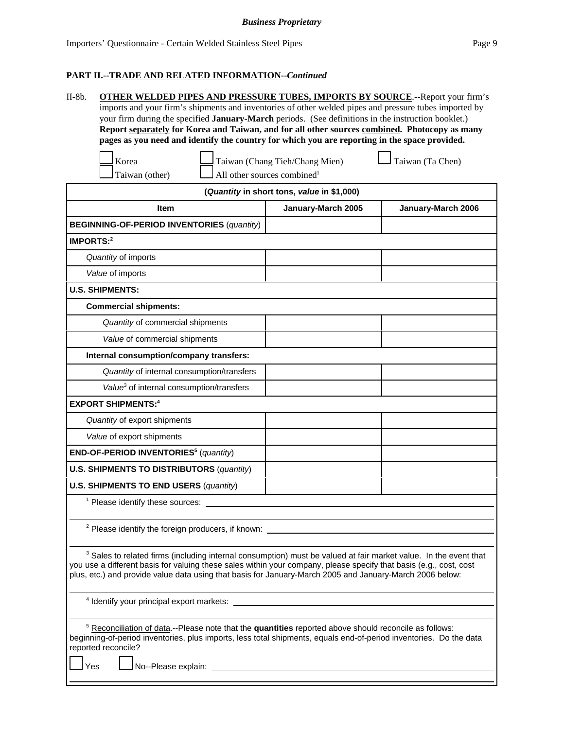*Business Proprietary*

## PART II.--TRADE AND RELATED INFORMATION--*Continued*

II-8b. **OTHER WELDED PIPES AND PRESSURE TUBES, IMPORTS BY SOURCE**.--Report your firm's imports and your firm's shipments and inventories of other welded pipes and pressure tubes imported by your firm during the specified **January-March** periods. (See definitions in the instruction booklet.) **Report separately for Korea and Taiwan, and for all other sources combined. Photocopy as many pages as you need and identify the country for which you are reporting in the space provided.**

☐ Korea ☐ Taiwan (Chang Tieh/Chang Mien) ☐ Taiwan (Ta Chen)
☐ Taiwan (other) ☐ All other sources combined[1]

| (*Quantity* in short tons, *value* in $1,000) | | |
|---|---|---|
| **Item** | **January-March 2005** | **January-March 2006** |
| **BEGINNING-OF-PERIOD INVENTORIES** (*quantity*) | | |
| **IMPORTS:**[2] | | |
| *Quantity* of imports | | |
| *Value* of imports | | |
| **U.S. SHIPMENTS:** | | |
| **Commercial shipments:** | | |
| *Quantity* of commercial shipments | | |
| *Value* of commercial shipments | | |
| **Internal consumption/company transfers:** | | |
| *Quantity* of internal consumption/transfers | | |
| *Value*[3] of internal consumption/transfers | | |
| **EXPORT SHIPMENTS:**[4] | | |
| *Quantity* of export shipments | | |
| *Value* of export shipments | | |
| **END-OF-PERIOD INVENTORIES**[5] (*quantity*) | | |
| **U.S. SHIPMENTS TO DISTRIBUTORS** (*quantity*) | | |
| **U.S. SHIPMENTS TO END USERS** (*quantity*) | | |

[1] Please identify these sources: ____________________

[2] Please identify the foreign producers, if known: ____________________

[3] Sales to related firms (including internal consumption) must be valued at fair market value. In the event that you use a different basis for valuing these sales within your company, please specify that basis (e.g., cost, cost plus, etc.) and provide value data using that basis for January-March 2005 and January-March 2006 below:

____________________

[4] Identify your principal export markets: ____________________

[5] Reconciliation of data.--Please note that the **quantities** reported above should reconcile as follows: beginning-of-period inventories, plus imports, less total shipments, equals end-of-period inventories. Do the data reported reconcile?

☐ Yes ☐ No--Please explain: ____________________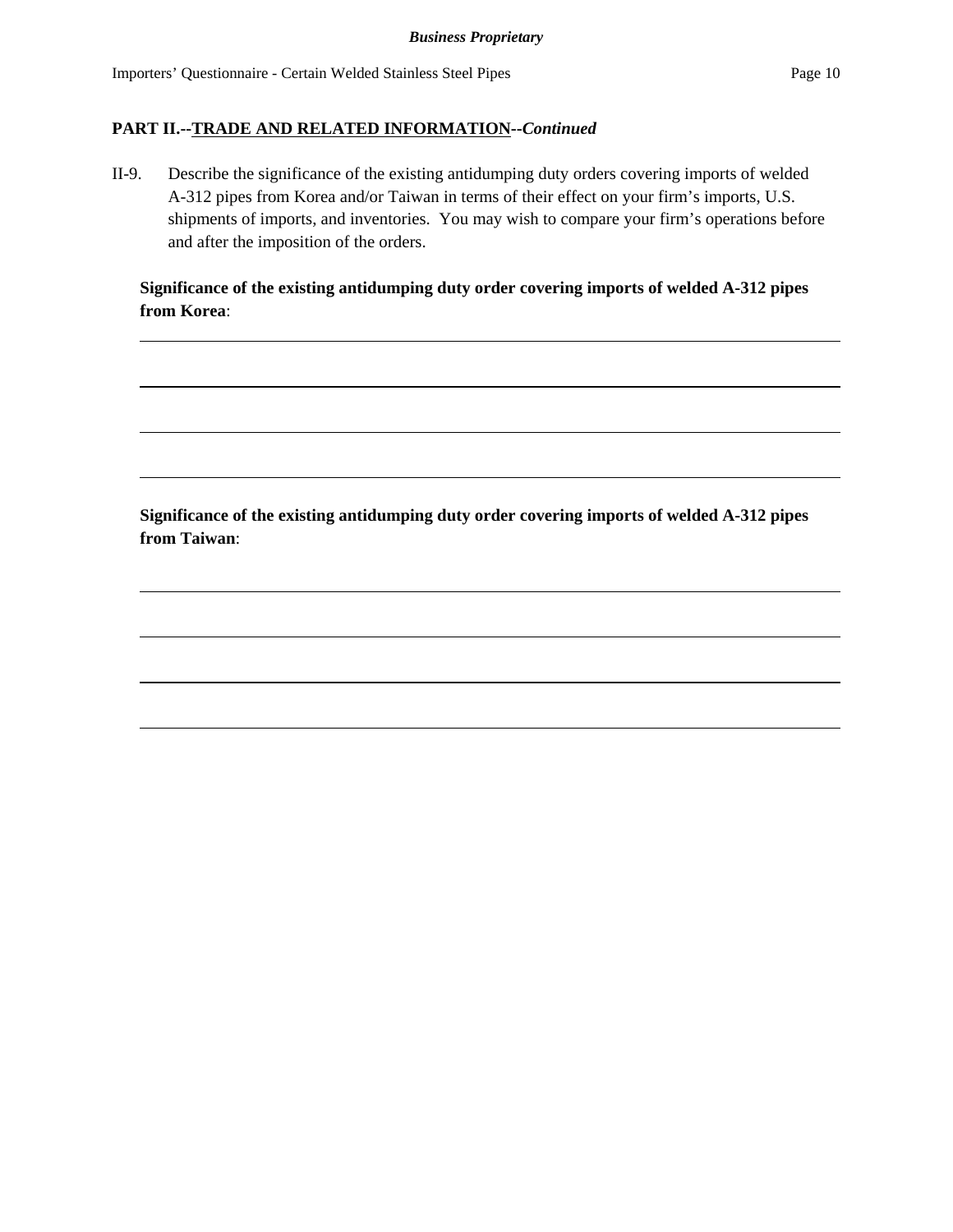## PART II.--TRADE AND RELATED INFORMATION--*Continued*

II-9. Describe the significance of the existing antidumping duty orders covering imports of welded A-312 pipes from Korea and/or Taiwan in terms of their effect on your firm's imports, U.S. shipments of imports, and inventories. You may wish to compare your firm's operations before and after the imposition of the orders.

**Significance of the existing antidumping duty order covering imports of welded A-312 pipes from Korea**:

\_\_\_\_\_\_\_\_\_\_\_\_\_\_\_\_\_\_\_\_\_\_\_\_\_\_\_\_\_\_\_\_\_\_\_\_\_\_\_\_\_\_\_\_\_\_\_\_\_\_\_\_\_\_\_\_\_\_\_\_\_\_\_\_\_\_\_\_\_\_\_\_

\_\_\_\_\_\_\_\_\_\_\_\_\_\_\_\_\_\_\_\_\_\_\_\_\_\_\_\_\_\_\_\_\_\_\_\_\_\_\_\_\_\_\_\_\_\_\_\_\_\_\_\_\_\_\_\_\_\_\_\_\_\_\_\_\_\_\_\_\_\_\_\_

\_\_\_\_\_\_\_\_\_\_\_\_\_\_\_\_\_\_\_\_\_\_\_\_\_\_\_\_\_\_\_\_\_\_\_\_\_\_\_\_\_\_\_\_\_\_\_\_\_\_\_\_\_\_\_\_\_\_\_\_\_\_\_\_\_\_\_\_\_\_\_\_

\_\_\_\_\_\_\_\_\_\_\_\_\_\_\_\_\_\_\_\_\_\_\_\_\_\_\_\_\_\_\_\_\_\_\_\_\_\_\_\_\_\_\_\_\_\_\_\_\_\_\_\_\_\_\_\_\_\_\_\_\_\_\_\_\_\_\_\_\_\_\_\_

**Significance of the existing antidumping duty order covering imports of welded A-312 pipes from Taiwan**:

\_\_\_\_\_\_\_\_\_\_\_\_\_\_\_\_\_\_\_\_\_\_\_\_\_\_\_\_\_\_\_\_\_\_\_\_\_\_\_\_\_\_\_\_\_\_\_\_\_\_\_\_\_\_\_\_\_\_\_\_\_\_\_\_\_\_\_\_\_\_\_\_

\_\_\_\_\_\_\_\_\_\_\_\_\_\_\_\_\_\_\_\_\_\_\_\_\_\_\_\_\_\_\_\_\_\_\_\_\_\_\_\_\_\_\_\_\_\_\_\_\_\_\_\_\_\_\_\_\_\_\_\_\_\_\_\_\_\_\_\_\_\_\_\_

\_\_\_\_\_\_\_\_\_\_\_\_\_\_\_\_\_\_\_\_\_\_\_\_\_\_\_\_\_\_\_\_\_\_\_\_\_\_\_\_\_\_\_\_\_\_\_\_\_\_\_\_\_\_\_\_\_\_\_\_\_\_\_\_\_\_\_\_\_\_\_\_

\_\_\_\_\_\_\_\_\_\_\_\_\_\_\_\_\_\_\_\_\_\_\_\_\_\_\_\_\_\_\_\_\_\_\_\_\_\_\_\_\_\_\_\_\_\_\_\_\_\_\_\_\_\_\_\_\_\_\_\_\_\_\_\_\_\_\_\_\_\_\_\_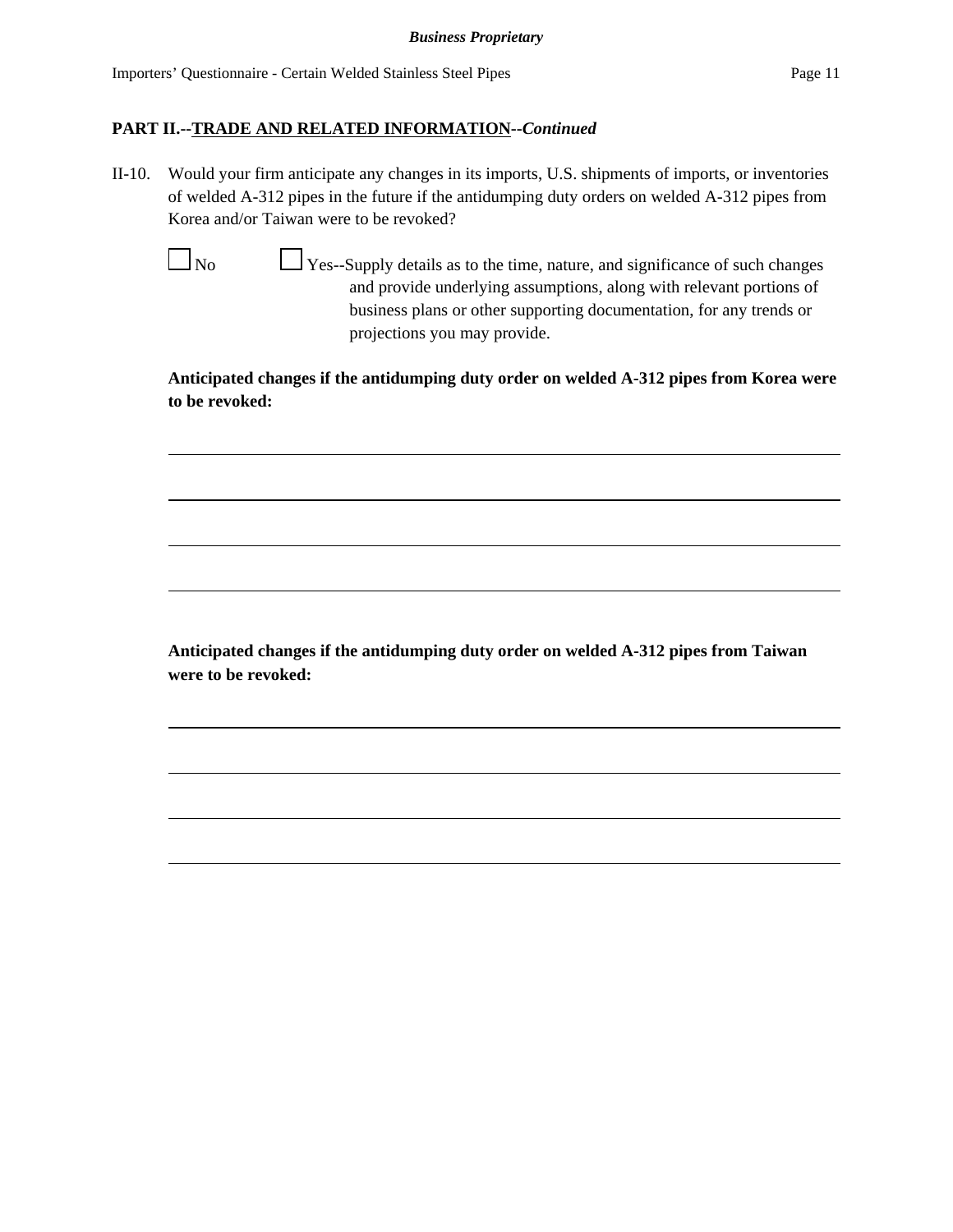**PART II.--TRADE AND RELATED INFORMATION--*Continued***

II-10. Would your firm anticipate any changes in its imports, U.S. shipments of imports, or inventories of welded A-312 pipes in the future if the antidumping duty orders on welded A-312 pipes from Korea and/or Taiwan were to be revoked?

☐ No ☐ Yes--Supply details as to the time, nature, and significance of such changes and provide underlying assumptions, along with relevant portions of business plans or other supporting documentation, for any trends or projections you may provide.

**Anticipated changes if the antidumping duty order on welded A-312 pipes from Korea were to be revoked:**

______________________________________________________________________

______________________________________________________________________

______________________________________________________________________

______________________________________________________________________

**Anticipated changes if the antidumping duty order on welded A-312 pipes from Taiwan were to be revoked:**

______________________________________________________________________

______________________________________________________________________

______________________________________________________________________

______________________________________________________________________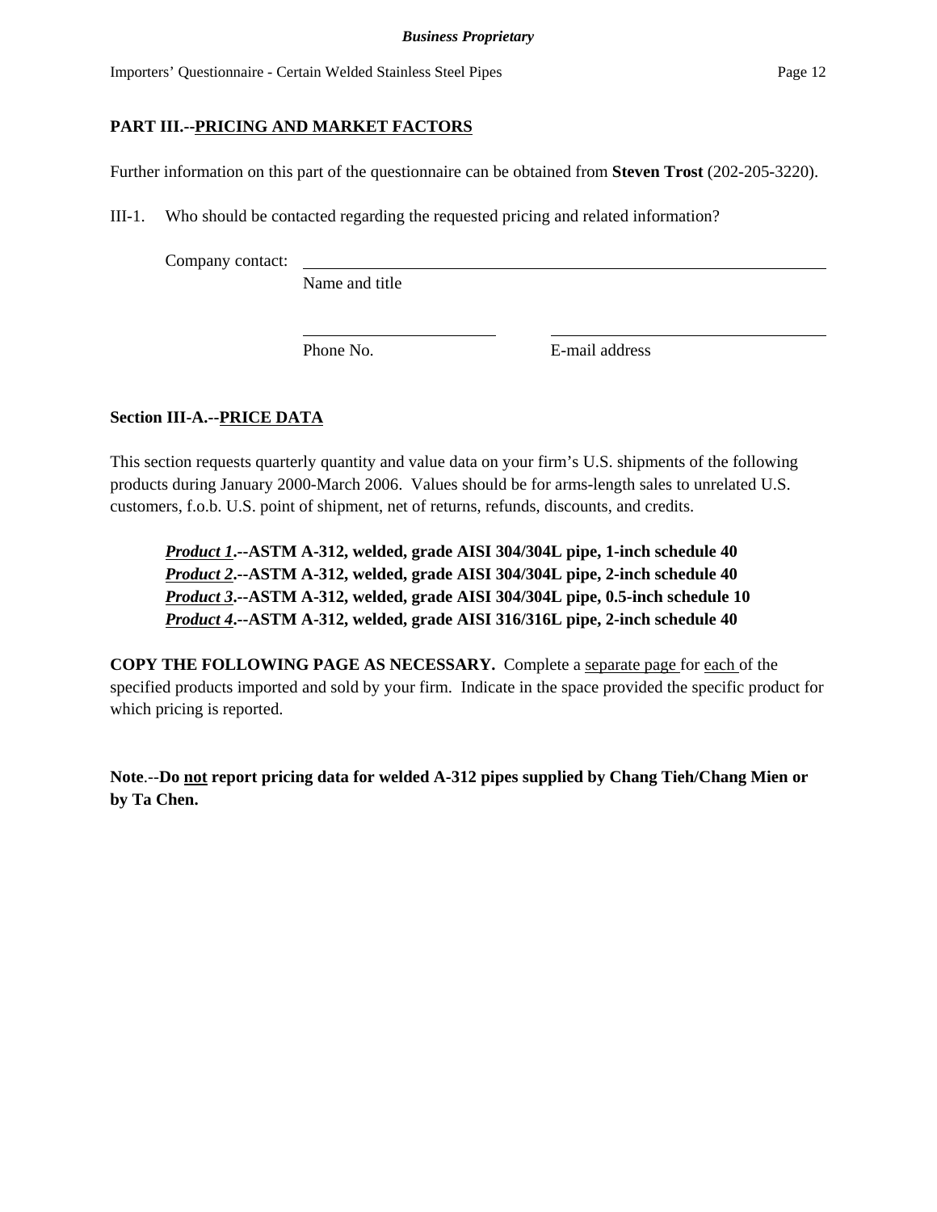## PART III.--PRICING AND MARKET FACTORS

Further information on this part of the questionnaire can be obtained from **Steven Trost** (202-205-3220).

III-1. Who should be contacted regarding the requested pricing and related information?

Company contact: ______________________________________________
Name and title

______________________ ______________________________
Phone No. E-mail address

### Section III-A.--PRICE DATA

This section requests quarterly quantity and value data on your firm's U.S. shipments of the following products during January 2000-March 2006. Values should be for arms-length sales to unrelated U.S. customers, f.o.b. U.S. point of shipment, net of returns, refunds, discounts, and credits.

***Product 1*.--ASTM A-312, welded, grade AISI 304/304L pipe, 1-inch schedule 40**
***Product 2*.--ASTM A-312, welded, grade AISI 304/304L pipe, 2-inch schedule 40**
***Product 3*.--ASTM A-312, welded, grade AISI 304/304L pipe, 0.5-inch schedule 10**
***Product 4*.--ASTM A-312, welded, grade AISI 316/316L pipe, 2-inch schedule 40**

**COPY THE FOLLOWING PAGE AS NECESSARY.** Complete a separate page for each of the specified products imported and sold by your firm. Indicate in the space provided the specific product for which pricing is reported.

**Note.--Do not report pricing data for welded A-312 pipes supplied by Chang Tieh/Chang Mien or by Ta Chen.**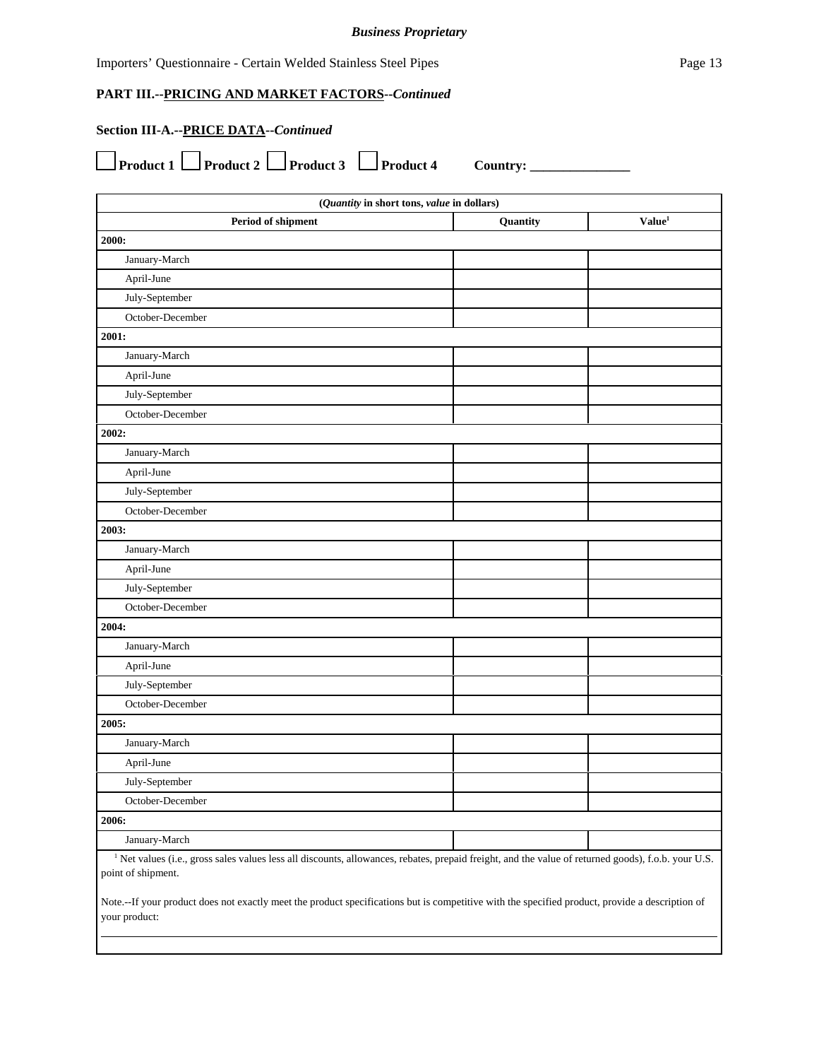**PART III.--PRICING AND MARKET FACTORS--*Continued***

**Section III-A.--PRICE DATA--*Continued***

☐ **Product 1** ☐ **Product 2** ☐ **Product 3** ☐ **Product 4** **Country: _______________**

| (*Quantity* in short tons, *value* in dollars) | | |
|---|---|---|
| **Period of shipment** | **Quantity** | **Value**[1] |
| **2000:** | | |
| January-March | | |
| April-June | | |
| July-September | | |
| October-December | | |
| **2001:** | | |
| January-March | | |
| April-June | | |
| July-September | | |
| October-December | | |
| **2002:** | | |
| January-March | | |
| April-June | | |
| July-September | | |
| October-December | | |
| **2003:** | | |
| January-March | | |
| April-June | | |
| July-September | | |
| October-December | | |
| **2004:** | | |
| January-March | | |
| April-June | | |
| July-September | | |
| October-December | | |
| **2005:** | | |
| January-March | | |
| April-June | | |
| July-September | | |
| October-December | | |
| **2006:** | | |
| January-March | | |

[1] Net values (i.e., gross sales values less all discounts, allowances, rebates, prepaid freight, and the value of returned goods), f.o.b. your U.S. point of shipment.

Note.--If your product does not exactly meet the product specifications but is competitive with the specified product, provide a description of your product:

_______________________________________________________________________________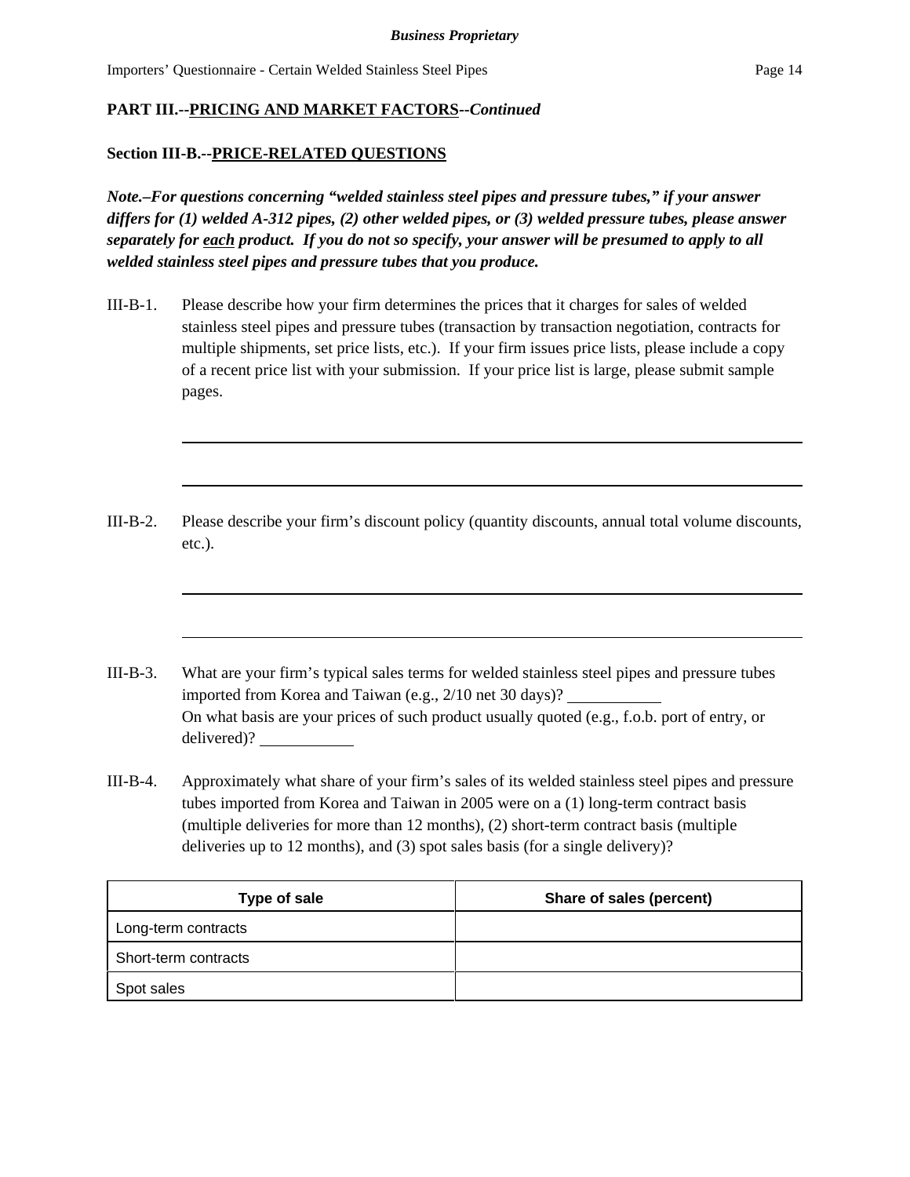**PART III.--PRICING AND MARKET FACTORS--*Continued***

**Section III-B.--PRICE-RELATED QUESTIONS**

***Note.–For questions concerning "welded stainless steel pipes and pressure tubes," if your answer differs for (1) welded A-312 pipes, (2) other welded pipes, or (3) welded pressure tubes, please answer separately for each product. If you do not so specify, your answer will be presumed to apply to all welded stainless steel pipes and pressure tubes that you produce.***

III-B-1. Please describe how your firm determines the prices that it charges for sales of welded stainless steel pipes and pressure tubes (transaction by transaction negotiation, contracts for multiple shipments, set price lists, etc.). If your firm issues price lists, please include a copy of a recent price list with your submission. If your price list is large, please submit sample pages.

\_\_\_\_\_\_\_\_\_\_\_\_\_\_\_\_\_\_\_\_\_\_\_\_\_\_\_\_\_\_\_\_\_\_\_\_\_\_\_\_\_\_\_\_\_\_\_\_\_\_\_\_\_\_\_\_\_\_\_\_\_\_\_\_\_\_\_\_\_\_\_\_\_\_\_\_

\_\_\_\_\_\_\_\_\_\_\_\_\_\_\_\_\_\_\_\_\_\_\_\_\_\_\_\_\_\_\_\_\_\_\_\_\_\_\_\_\_\_\_\_\_\_\_\_\_\_\_\_\_\_\_\_\_\_\_\_\_\_\_\_\_\_\_\_\_\_\_\_\_\_\_\_

III-B-2. Please describe your firm's discount policy (quantity discounts, annual total volume discounts, etc.).

\_\_\_\_\_\_\_\_\_\_\_\_\_\_\_\_\_\_\_\_\_\_\_\_\_\_\_\_\_\_\_\_\_\_\_\_\_\_\_\_\_\_\_\_\_\_\_\_\_\_\_\_\_\_\_\_\_\_\_\_\_\_\_\_\_\_\_\_\_\_\_\_\_\_\_\_

\_\_\_\_\_\_\_\_\_\_\_\_\_\_\_\_\_\_\_\_\_\_\_\_\_\_\_\_\_\_\_\_\_\_\_\_\_\_\_\_\_\_\_\_\_\_\_\_\_\_\_\_\_\_\_\_\_\_\_\_\_\_\_\_\_\_\_\_\_\_\_\_\_\_\_\_

III-B-3. What are your firm's typical sales terms for welded stainless steel pipes and pressure tubes imported from Korea and Taiwan (e.g., 2/10 net 30 days)? \_\_\_\_\_\_\_\_\_\_\_\_
On what basis are your prices of such product usually quoted (e.g., f.o.b. port of entry, or delivered)? \_\_\_\_\_\_\_\_\_\_\_\_

III-B-4. Approximately what share of your firm's sales of its welded stainless steel pipes and pressure tubes imported from Korea and Taiwan in 2005 were on a (1) long-term contract basis (multiple deliveries for more than 12 months), (2) short-term contract basis (multiple deliveries up to 12 months), and (3) spot sales basis (for a single delivery)?

| Type of sale | Share of sales (percent) |
| --- | --- |
| Long-term contracts | |
| Short-term contracts | |
| Spot sales | |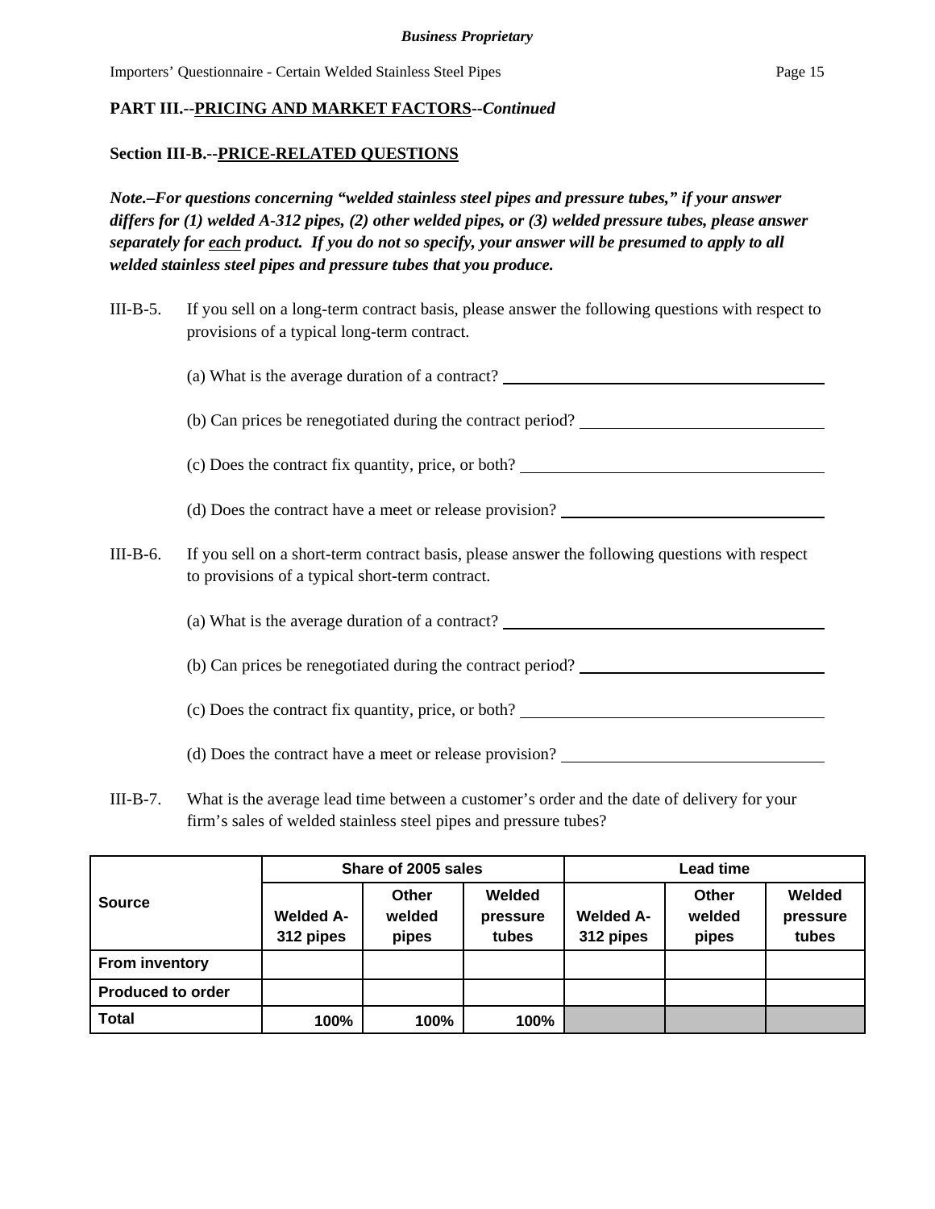**PART III.--PRICING AND MARKET FACTORS--*Continued***

**Section III-B.--PRICE-RELATED QUESTIONS**

***Note.–For questions concerning "welded stainless steel pipes and pressure tubes," if your answer differs for (1) welded A-312 pipes, (2) other welded pipes, or (3) welded pressure tubes, please answer separately for each product. If you do not so specify, your answer will be presumed to apply to all welded stainless steel pipes and pressure tubes that you produce.***

III-B-5. If you sell on a long-term contract basis, please answer the following questions with respect to provisions of a typical long-term contract.

(a) What is the average duration of a contract? ______________________

(b) Can prices be renegotiated during the contract period? ______________________

(c) Does the contract fix quantity, price, or both? ______________________

(d) Does the contract have a meet or release provision? ______________________

III-B-6. If you sell on a short-term contract basis, please answer the following questions with respect to provisions of a typical short-term contract.

(a) What is the average duration of a contract? ______________________

(b) Can prices be renegotiated during the contract period? ______________________

(c) Does the contract fix quantity, price, or both? ______________________

(d) Does the contract have a meet or release provision? ______________________

III-B-7. What is the average lead time between a customer's order and the date of delivery for your firm's sales of welded stainless steel pipes and pressure tubes?

| Source | Share of 2005 sales | | | Lead time | | |
|---|---|---|---|---|---|---|
| | Welded A-312 pipes | Other welded pipes | Welded pressure tubes | Welded A-312 pipes | Other welded pipes | Welded pressure tubes |
| From inventory | | | | | | |
| Produced to order | | | | | | |
| Total | 100% | 100% | 100% | | | |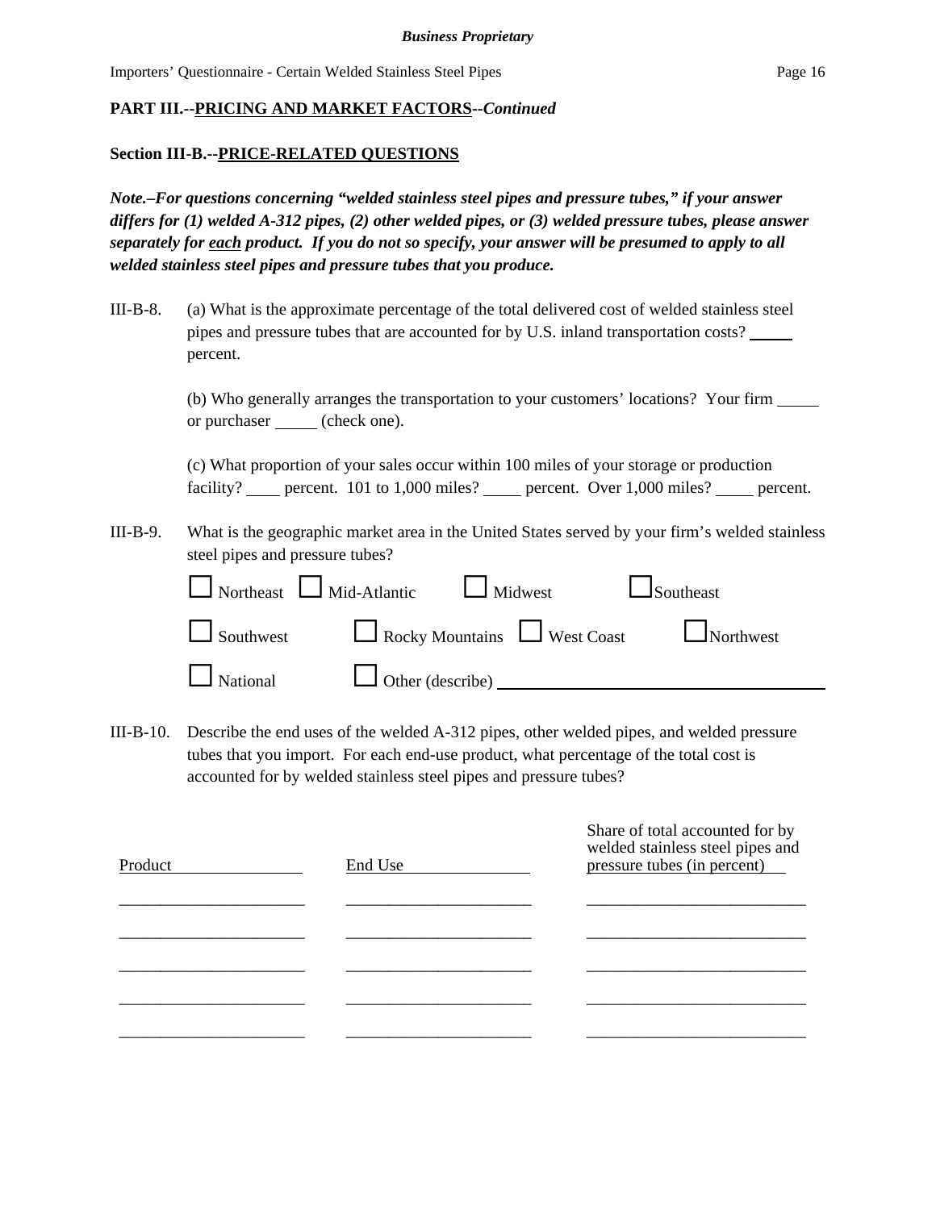**Business Proprietary**

**PART III.--PRICING AND MARKET FACTORS--*Continued***

**Section III-B.--PRICE-RELATED QUESTIONS**

***Note.–For questions concerning "welded stainless steel pipes and pressure tubes," if your answer differs for (1) welded A-312 pipes, (2) other welded pipes, or (3) welded pressure tubes, please answer separately for each product. If you do not so specify, your answer will be presumed to apply to all welded stainless steel pipes and pressure tubes that you produce.***

III-B-8. (a) What is the approximate percentage of the total delivered cost of welded stainless steel pipes and pressure tubes that are accounted for by U.S. inland transportation costs? _____ percent.

(b) Who generally arranges the transportation to your customers' locations? Your firm _____ or purchaser _____ (check one).

(c) What proportion of your sales occur within 100 miles of your storage or production facility? ____ percent. 101 to 1,000 miles? _____ percent. Over 1,000 miles? _____ percent.

III-B-9. What is the geographic market area in the United States served by your firm's welded stainless steel pipes and pressure tubes?

☐ Northeast ☐ Mid-Atlantic ☐ Midwest ☐ Southeast

☐ Southwest ☐ Rocky Mountains ☐ West Coast ☐ Northwest

☐ National ☐ Other (describe) ______________________________

III-B-10. Describe the end uses of the welded A-312 pipes, other welded pipes, and welded pressure tubes that you import. For each end-use product, what percentage of the total cost is accounted for by welded stainless steel pipes and pressure tubes?

| Product | End Use | Share of total accounted for by welded stainless steel pipes and pressure tubes (in percent) |
|---|---|---|
| | | |
| | | |
| | | |
| | | |
| | | |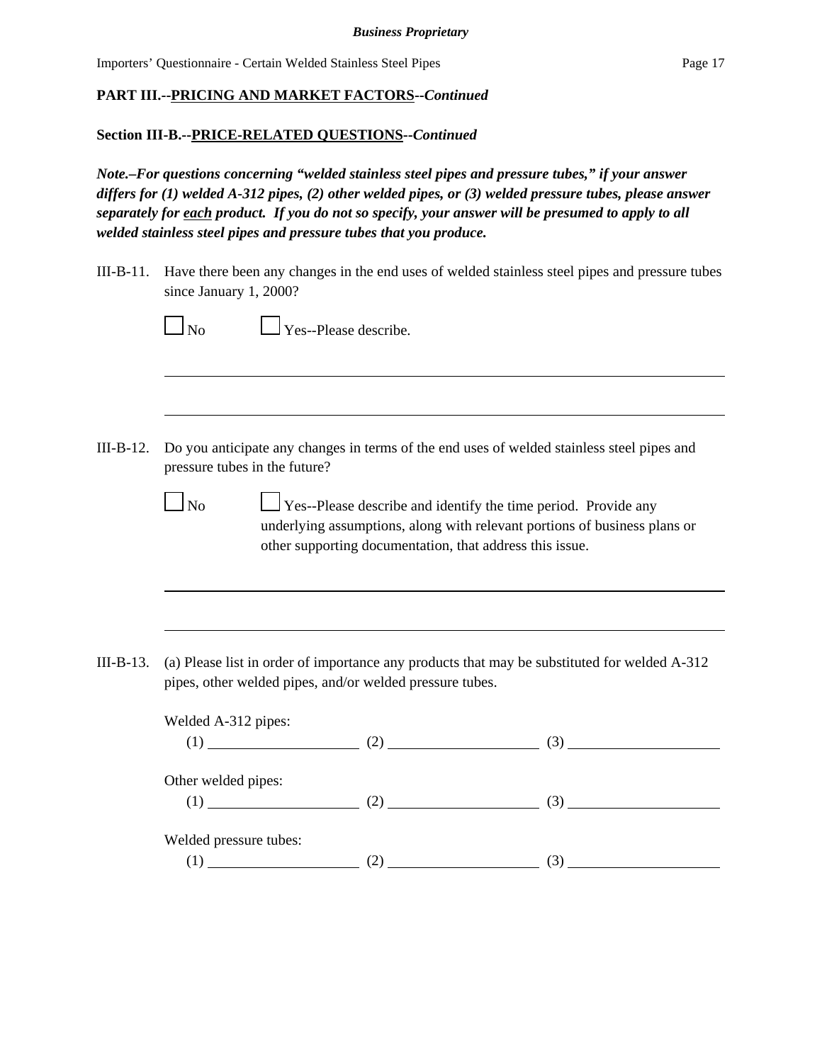**PART III.--PRICING AND MARKET FACTORS--*Continued***

**Section III-B.--PRICE-RELATED QUESTIONS--*Continued***

***Note.–For questions concerning "welded stainless steel pipes and pressure tubes," if your answer differs for (1) welded A-312 pipes, (2) other welded pipes, or (3) welded pressure tubes, please answer separately for each product. If you do not so specify, your answer will be presumed to apply to all welded stainless steel pipes and pressure tubes that you produce.***

III-B-11. Have there been any changes in the end uses of welded stainless steel pipes and pressure tubes since January 1, 2000?

☐ No ☐ Yes--Please describe.

______________________________________________________________________________

______________________________________________________________________________

III-B-12. Do you anticipate any changes in terms of the end uses of welded stainless steel pipes and pressure tubes in the future?

☐ No ☐ Yes--Please describe and identify the time period. Provide any underlying assumptions, along with relevant portions of business plans or other supporting documentation, that address this issue.

______________________________________________________________________________

______________________________________________________________________________

III-B-13. (a) Please list in order of importance any products that may be substituted for welded A-312 pipes, other welded pipes, and/or welded pressure tubes.

Welded A-312 pipes:
(1) ____________________ (2) ____________________ (3) ____________________

Other welded pipes:
(1) ____________________ (2) ____________________ (3) ____________________

Welded pressure tubes:
(1) ____________________ (2) ____________________ (3) ____________________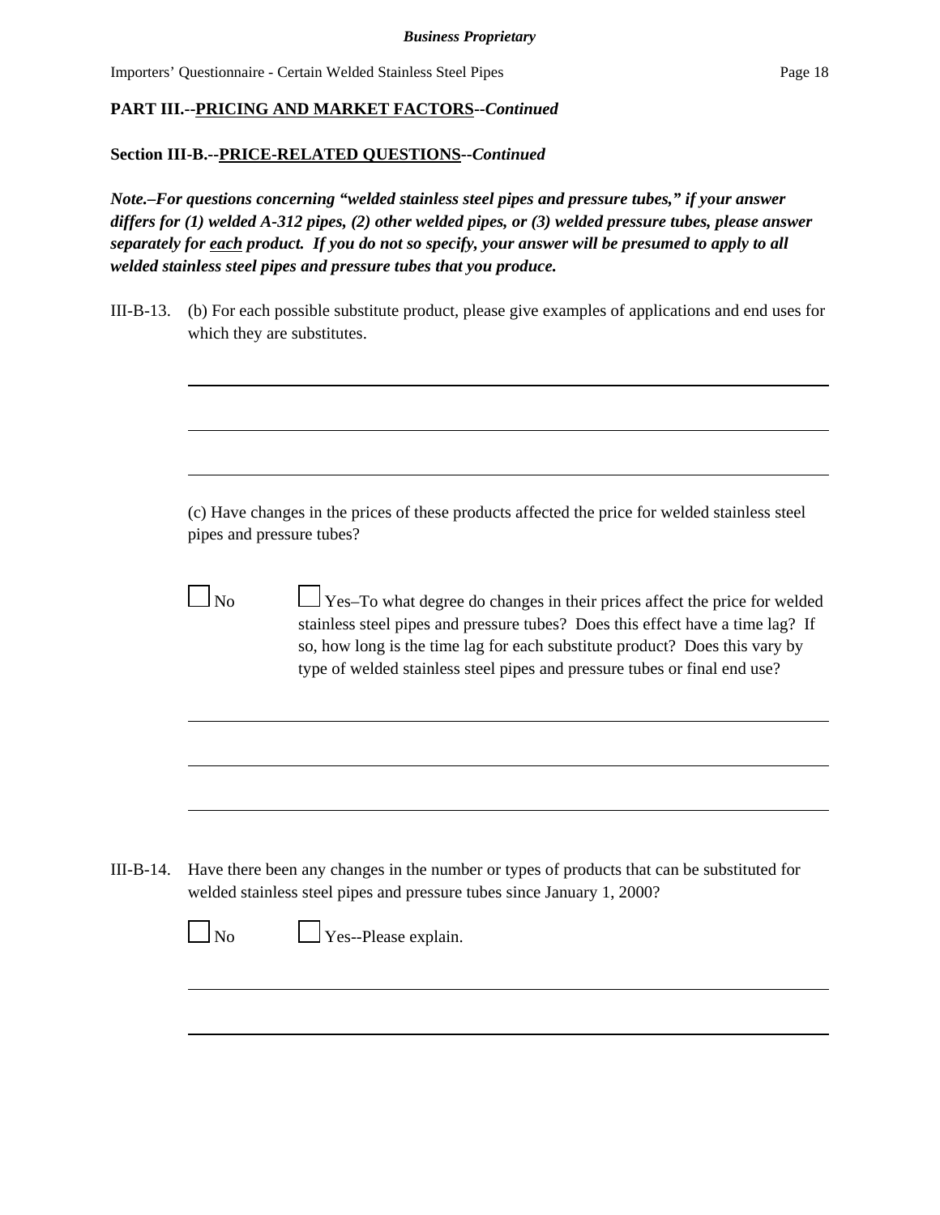**PART III.--PRICING AND MARKET FACTORS--*Continued***

**Section III-B.--PRICE-RELATED QUESTIONS--*Continued***

***Note.–For questions concerning "welded stainless steel pipes and pressure tubes," if your answer differs for (1) welded A-312 pipes, (2) other welded pipes, or (3) welded pressure tubes, please answer separately for each product. If you do not so specify, your answer will be presumed to apply to all welded stainless steel pipes and pressure tubes that you produce.***

III-B-13. (b) For each possible substitute product, please give examples of applications and end uses for which they are substitutes.

______________________________________________________________________

______________________________________________________________________

______________________________________________________________________

(c) Have changes in the prices of these products affected the price for welded stainless steel pipes and pressure tubes?

☐ No ☐ Yes–To what degree do changes in their prices affect the price for welded stainless steel pipes and pressure tubes? Does this effect have a time lag? If so, how long is the time lag for each substitute product? Does this vary by type of welded stainless steel pipes and pressure tubes or final end use?

______________________________________________________________________

______________________________________________________________________

______________________________________________________________________

III-B-14. Have there been any changes in the number or types of products that can be substituted for welded stainless steel pipes and pressure tubes since January 1, 2000?

☐ No ☐ Yes--Please explain.

______________________________________________________________________

______________________________________________________________________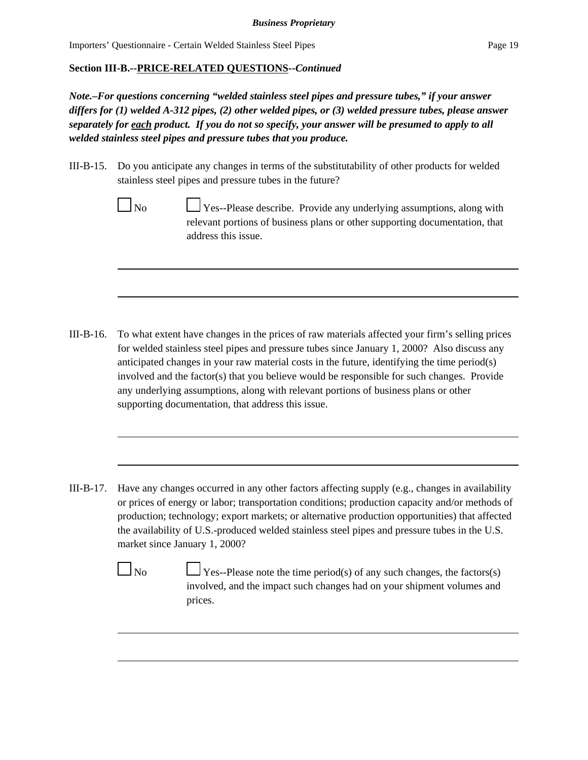**Section III-B.--PRICE-RELATED QUESTIONS--*Continued***

***Note.–For questions concerning "welded stainless steel pipes and pressure tubes," if your answer differs for (1) welded A-312 pipes, (2) other welded pipes, or (3) welded pressure tubes, please answer separately for each product. If you do not so specify, your answer will be presumed to apply to all welded stainless steel pipes and pressure tubes that you produce.***

III-B-15. Do you anticipate any changes in terms of the substitutability of other products for welded stainless steel pipes and pressure tubes in the future?

☐ No ☐ Yes--Please describe. Provide any underlying assumptions, along with relevant portions of business plans or other supporting documentation, that address this issue.

______________________________________________________________________________

______________________________________________________________________________

III-B-16. To what extent have changes in the prices of raw materials affected your firm's selling prices for welded stainless steel pipes and pressure tubes since January 1, 2000? Also discuss any anticipated changes in your raw material costs in the future, identifying the time period(s) involved and the factor(s) that you believe would be responsible for such changes. Provide any underlying assumptions, along with relevant portions of business plans or other supporting documentation, that address this issue.

______________________________________________________________________________

______________________________________________________________________________

III-B-17. Have any changes occurred in any other factors affecting supply (e.g., changes in availability or prices of energy or labor; transportation conditions; production capacity and/or methods of production; technology; export markets; or alternative production opportunities) that affected the availability of U.S.-produced welded stainless steel pipes and pressure tubes in the U.S. market since January 1, 2000?

☐ No ☐ Yes--Please note the time period(s) of any such changes, the factors(s) involved, and the impact such changes had on your shipment volumes and prices.

______________________________________________________________________________

______________________________________________________________________________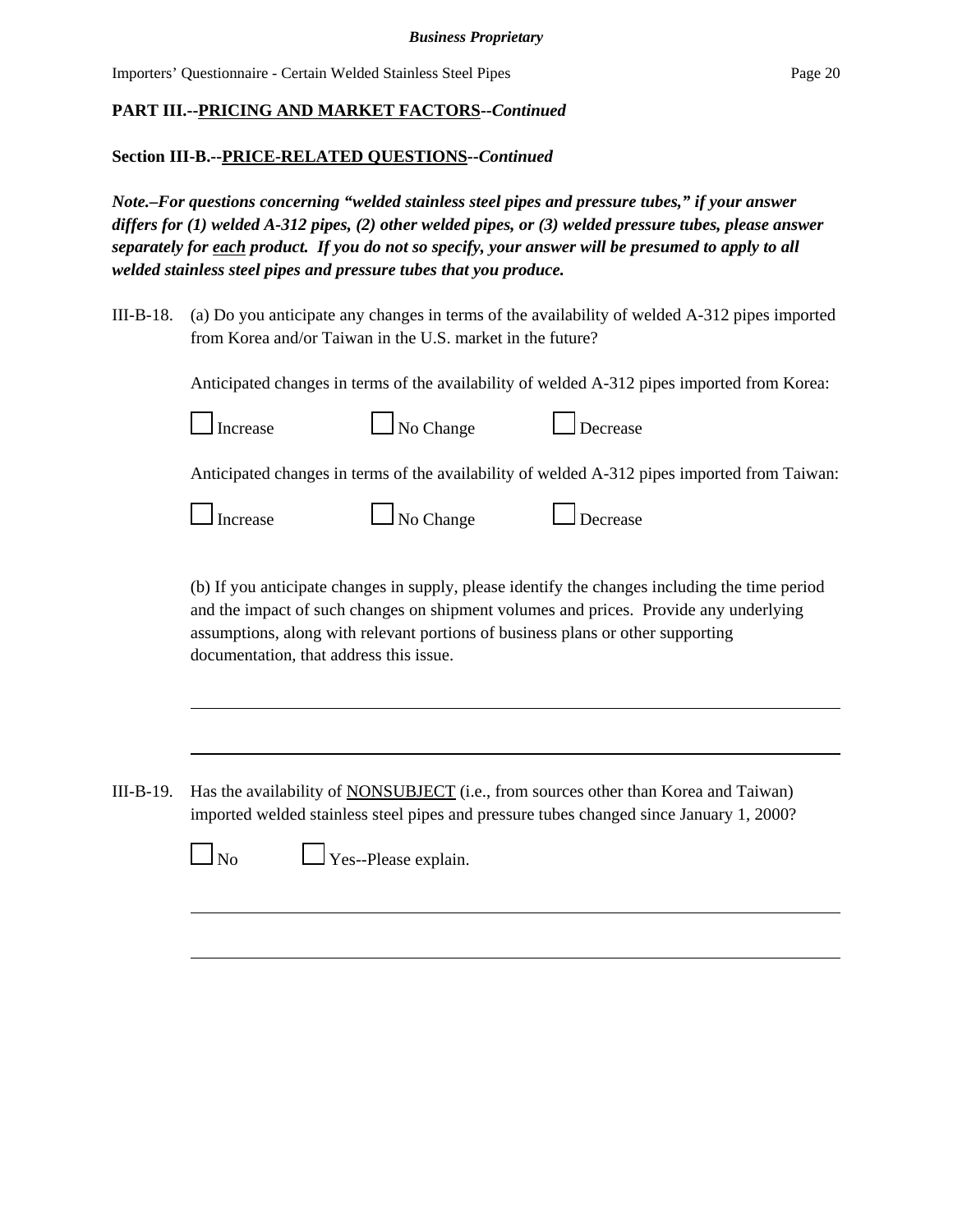**PART III.--PRICING AND MARKET FACTORS--*Continued***

**Section III-B.--PRICE-RELATED QUESTIONS--*Continued***

***Note.–For questions concerning "welded stainless steel pipes and pressure tubes," if your answer differs for (1) welded A-312 pipes, (2) other welded pipes, or (3) welded pressure tubes, please answer separately for each product. If you do not so specify, your answer will be presumed to apply to all welded stainless steel pipes and pressure tubes that you produce.***

III-B-18. (a) Do you anticipate any changes in terms of the availability of welded A-312 pipes imported from Korea and/or Taiwan in the U.S. market in the future?

Anticipated changes in terms of the availability of welded A-312 pipes imported from Korea:

☐ Increase ☐ No Change ☐ Decrease

Anticipated changes in terms of the availability of welded A-312 pipes imported from Taiwan:

☐ Increase ☐ No Change ☐ Decrease

(b) If you anticipate changes in supply, please identify the changes including the time period and the impact of such changes on shipment volumes and prices. Provide any underlying assumptions, along with relevant portions of business plans or other supporting documentation, that address this issue.

\_\_\_\_\_\_\_\_\_\_\_\_\_\_\_\_\_\_\_\_\_\_\_\_\_\_\_\_\_\_\_\_\_\_\_\_\_\_\_\_\_\_\_\_\_\_\_\_\_\_\_\_\_\_\_\_\_\_\_\_\_\_\_\_\_\_\_\_\_\_\_\_

\_\_\_\_\_\_\_\_\_\_\_\_\_\_\_\_\_\_\_\_\_\_\_\_\_\_\_\_\_\_\_\_\_\_\_\_\_\_\_\_\_\_\_\_\_\_\_\_\_\_\_\_\_\_\_\_\_\_\_\_\_\_\_\_\_\_\_\_\_\_\_\_

III-B-19. Has the availability of NONSUBJECT (i.e., from sources other than Korea and Taiwan) imported welded stainless steel pipes and pressure tubes changed since January 1, 2000?

☐ No ☐ Yes--Please explain.

\_\_\_\_\_\_\_\_\_\_\_\_\_\_\_\_\_\_\_\_\_\_\_\_\_\_\_\_\_\_\_\_\_\_\_\_\_\_\_\_\_\_\_\_\_\_\_\_\_\_\_\_\_\_\_\_\_\_\_\_\_\_\_\_\_\_\_\_\_\_\_\_

\_\_\_\_\_\_\_\_\_\_\_\_\_\_\_\_\_\_\_\_\_\_\_\_\_\_\_\_\_\_\_\_\_\_\_\_\_\_\_\_\_\_\_\_\_\_\_\_\_\_\_\_\_\_\_\_\_\_\_\_\_\_\_\_\_\_\_\_\_\_\_\_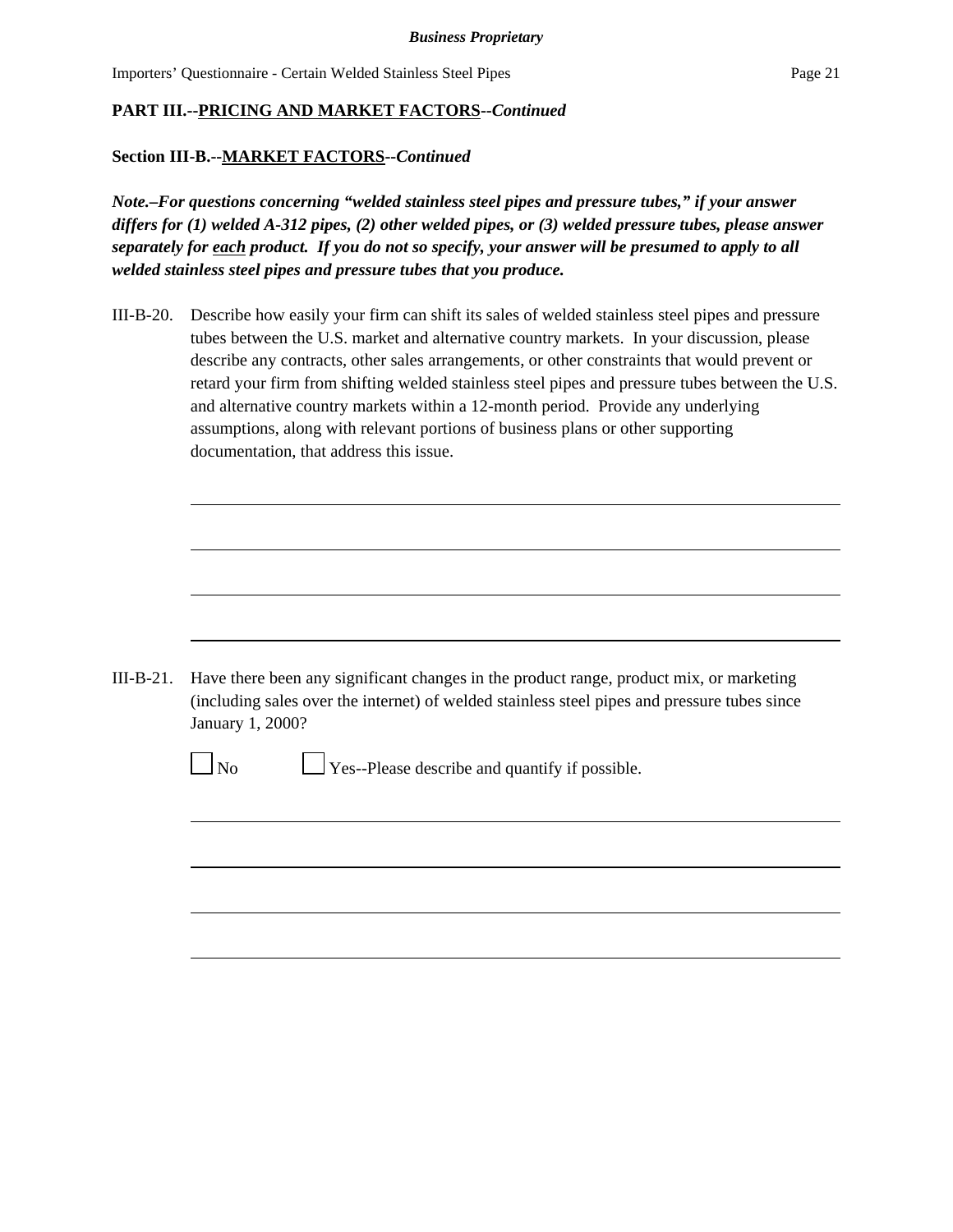**PART III.--PRICING AND MARKET FACTORS--*Continued***

**Section III-B.--MARKET FACTORS--*Continued***

***Note.–For questions concerning "welded stainless steel pipes and pressure tubes," if your answer differs for (1) welded A-312 pipes, (2) other welded pipes, or (3) welded pressure tubes, please answer separately for each product. If you do not so specify, your answer will be presumed to apply to all welded stainless steel pipes and pressure tubes that you produce.***

III-B-20. Describe how easily your firm can shift its sales of welded stainless steel pipes and pressure tubes between the U.S. market and alternative country markets. In your discussion, please describe any contracts, other sales arrangements, or other constraints that would prevent or retard your firm from shifting welded stainless steel pipes and pressure tubes between the U.S. and alternative country markets within a 12-month period. Provide any underlying assumptions, along with relevant portions of business plans or other supporting documentation, that address this issue.

______________________________________________________________________________

______________________________________________________________________________

______________________________________________________________________________

______________________________________________________________________________

III-B-21. Have there been any significant changes in the product range, product mix, or marketing (including sales over the internet) of welded stainless steel pipes and pressure tubes since January 1, 2000?

☐ No ☐ Yes--Please describe and quantify if possible.

______________________________________________________________________________

______________________________________________________________________________

______________________________________________________________________________

______________________________________________________________________________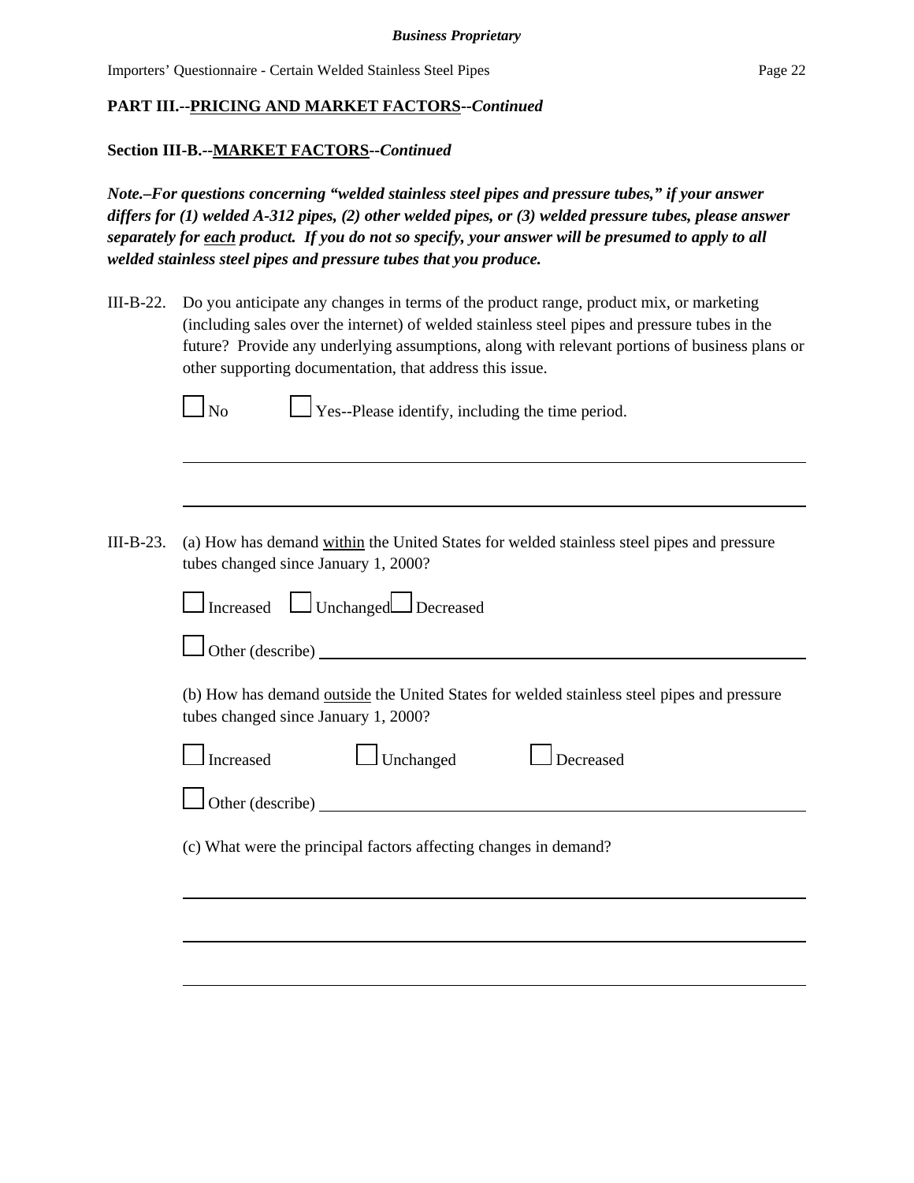**PART III.--PRICING AND MARKET FACTORS--*Continued***

**Section III-B.--MARKET FACTORS--*Continued***

***Note.–For questions concerning "welded stainless steel pipes and pressure tubes," if your answer differs for (1) welded A-312 pipes, (2) other welded pipes, or (3) welded pressure tubes, please answer separately for each product. If you do not so specify, your answer will be presumed to apply to all welded stainless steel pipes and pressure tubes that you produce.***

III-B-22. Do you anticipate any changes in terms of the product range, product mix, or marketing (including sales over the internet) of welded stainless steel pipes and pressure tubes in the future? Provide any underlying assumptions, along with relevant portions of business plans or other supporting documentation, that address this issue.

☐ No ☐ Yes--Please identify, including the time period.

______________________________________________________________________

______________________________________________________________________

III-B-23. (a) How has demand within the United States for welded stainless steel pipes and pressure tubes changed since January 1, 2000?

☐ Increased ☐ Unchanged ☐ Decreased

☐ Other (describe) ______________________________________________________

(b) How has demand outside the United States for welded stainless steel pipes and pressure tubes changed since January 1, 2000?

☐ Increased ☐ Unchanged ☐ Decreased

☐ Other (describe) ______________________________________________________

(c) What were the principal factors affecting changes in demand?

______________________________________________________________________

______________________________________________________________________

______________________________________________________________________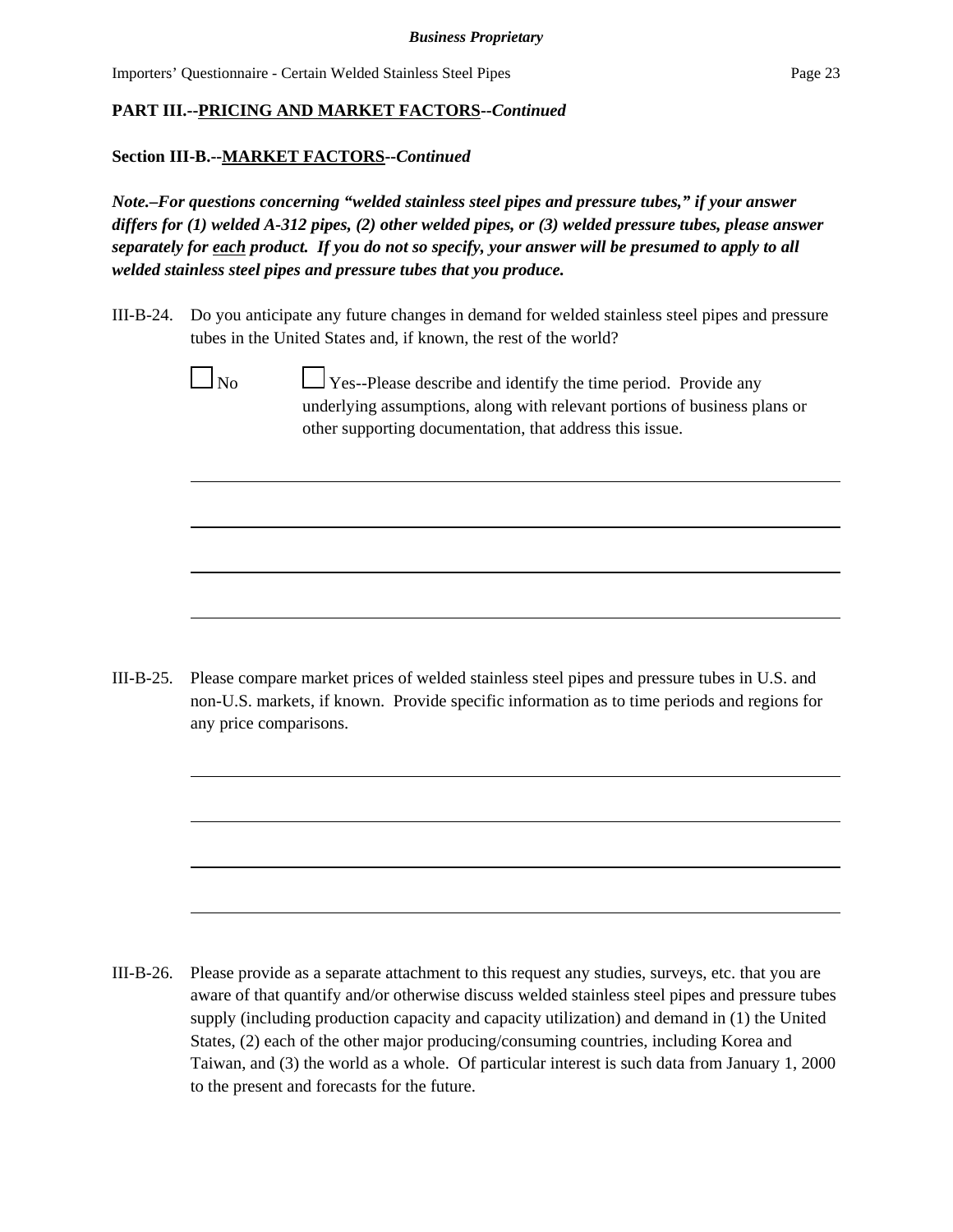**Business Proprietary**

**PART III.--PRICING AND MARKET FACTORS--*Continued***

**Section III-B.--MARKET FACTORS--*Continued***

***Note.–For questions concerning "welded stainless steel pipes and pressure tubes," if your answer differs for (1) welded A-312 pipes, (2) other welded pipes, or (3) welded pressure tubes, please answer separately for each product. If you do not so specify, your answer will be presumed to apply to all welded stainless steel pipes and pressure tubes that you produce.***

III-B-24. Do you anticipate any future changes in demand for welded stainless steel pipes and pressure tubes in the United States and, if known, the rest of the world?

☐ No ☐ Yes--Please describe and identify the time period. Provide any underlying assumptions, along with relevant portions of business plans or other supporting documentation, that address this issue.

_______________________________________________

_______________________________________________

_______________________________________________

_______________________________________________

III-B-25. Please compare market prices of welded stainless steel pipes and pressure tubes in U.S. and non-U.S. markets, if known. Provide specific information as to time periods and regions for any price comparisons.

_______________________________________________

_______________________________________________

_______________________________________________

_______________________________________________

III-B-26. Please provide as a separate attachment to this request any studies, surveys, etc. that you are aware of that quantify and/or otherwise discuss welded stainless steel pipes and pressure tubes supply (including production capacity and capacity utilization) and demand in (1) the United States, (2) each of the other major producing/consuming countries, including Korea and Taiwan, and (3) the world as a whole. Of particular interest is such data from January 1, 2000 to the present and forecasts for the future.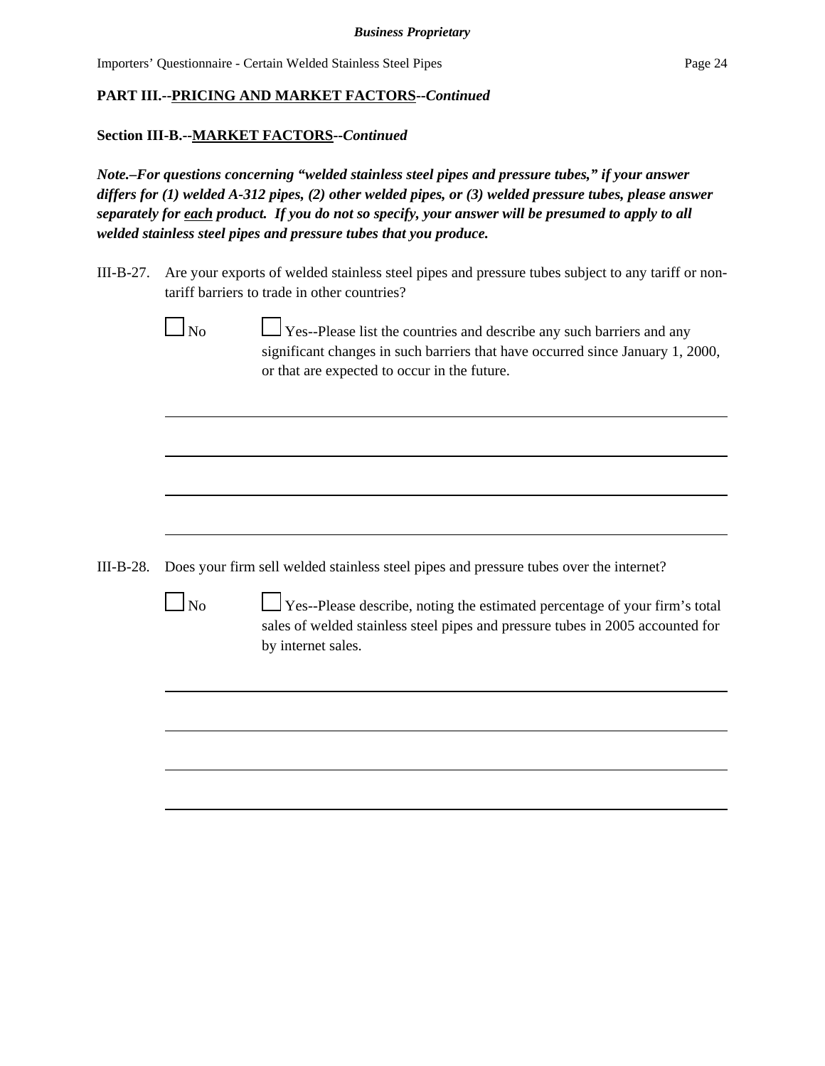**PART III.--PRICING AND MARKET FACTORS--*Continued***

**Section III-B.--MARKET FACTORS--*Continued***

***Note.–For questions concerning "welded stainless steel pipes and pressure tubes," if your answer differs for (1) welded A-312 pipes, (2) other welded pipes, or (3) welded pressure tubes, please answer separately for each product. If you do not so specify, your answer will be presumed to apply to all welded stainless steel pipes and pressure tubes that you produce.***

III-B-27. Are your exports of welded stainless steel pipes and pressure tubes subject to any tariff or non-tariff barriers to trade in other countries?

☐ No ☐ Yes--Please list the countries and describe any such barriers and any significant changes in such barriers that have occurred since January 1, 2000, or that are expected to occur in the future.

---

---

---

---

III-B-28. Does your firm sell welded stainless steel pipes and pressure tubes over the internet?

☐ No ☐ Yes--Please describe, noting the estimated percentage of your firm's total sales of welded stainless steel pipes and pressure tubes in 2005 accounted for by internet sales.

---

---

---

---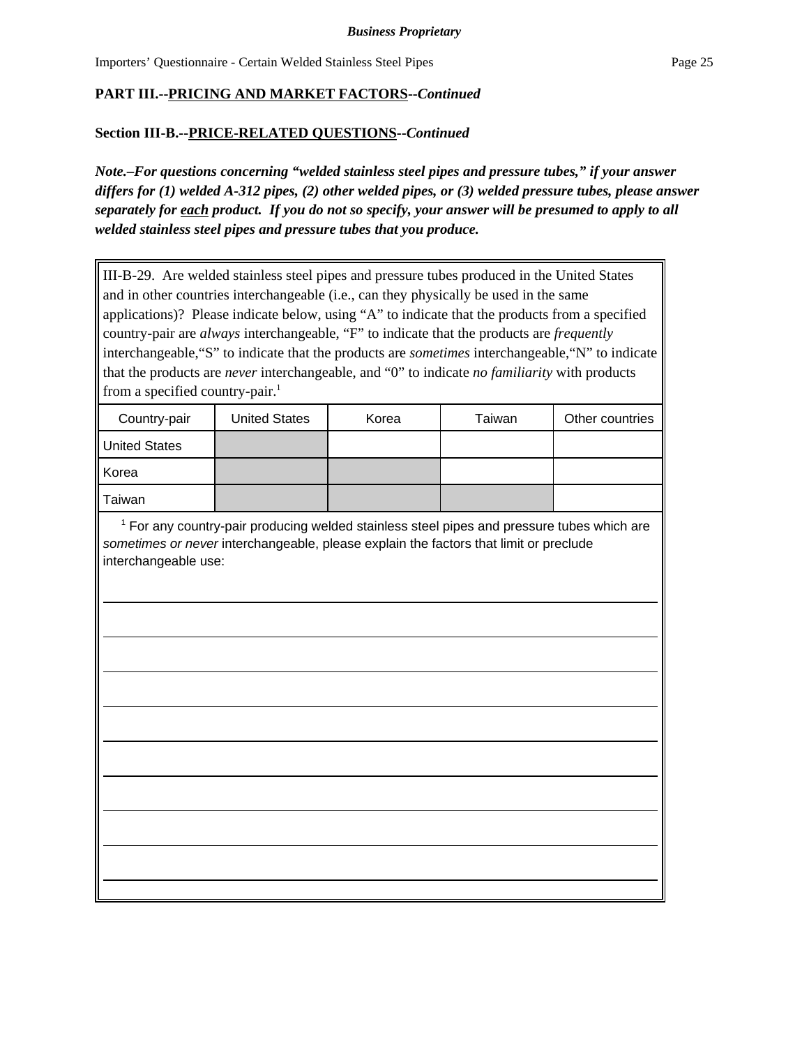**PART III.--PRICING AND MARKET FACTORS--*Continued***

**Section III-B.--PRICE-RELATED QUESTIONS--*Continued***

***Note.–For questions concerning "welded stainless steel pipes and pressure tubes," if your answer differs for (1) welded A-312 pipes, (2) other welded pipes, or (3) welded pressure tubes, please answer separately for each product. If you do not so specify, your answer will be presumed to apply to all welded stainless steel pipes and pressure tubes that you produce.***

III-B-29. Are welded stainless steel pipes and pressure tubes produced in the United States and in other countries interchangeable (i.e., can they physically be used in the same applications)? Please indicate below, using "A" to indicate that the products from a specified country-pair are *always* interchangeable, "F" to indicate that the products are *frequently* interchangeable, "S" to indicate that the products are *sometimes* interchangeable, "N" to indicate that the products are *never* interchangeable, and "0" to indicate *no familiarity* with products from a specified country-pair.[1]

| Country-pair | United States | Korea | Taiwan | Other countries |
|---|---|---|---|---|
| United States | | | | |
| Korea | | | | |
| Taiwan | | | | |

[1] For any country-pair producing welded stainless steel pipes and pressure tubes which are *sometimes or never* interchangeable, please explain the factors that limit or preclude interchangeable use: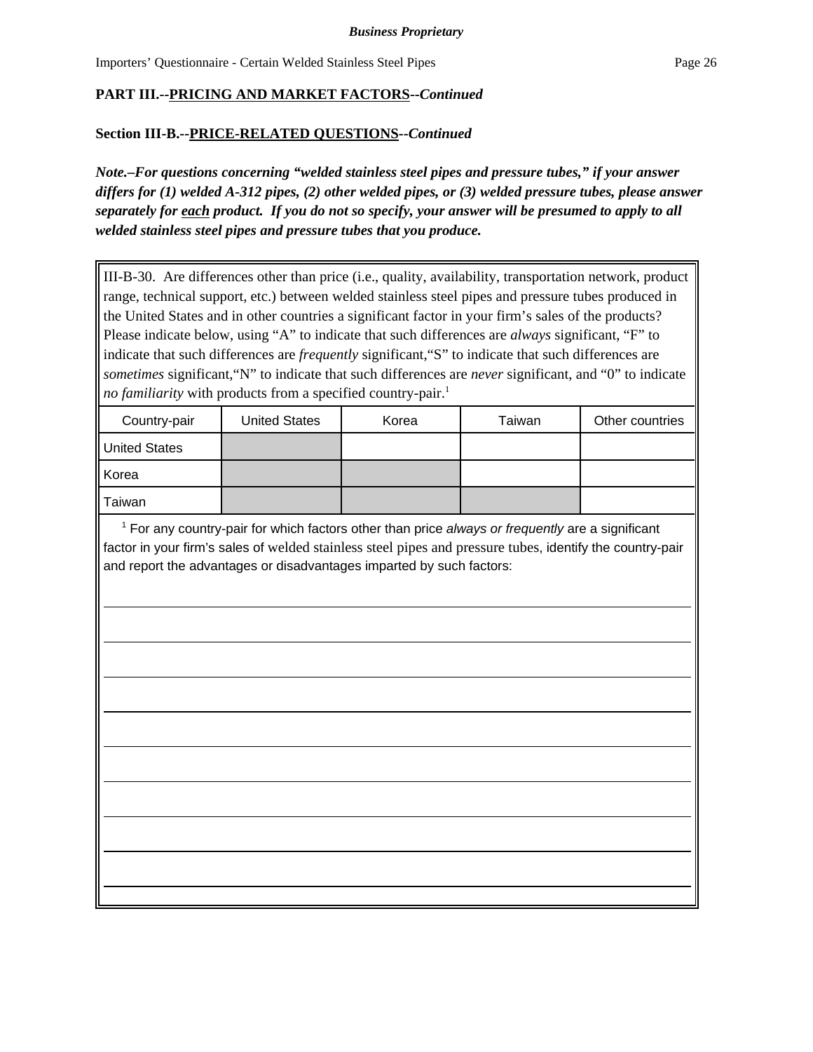**Business Proprietary**

**PART III.--PRICING AND MARKET FACTORS--*Continued***

**Section III-B.--PRICE-RELATED QUESTIONS--*Continued***

***Note.–For questions concerning "welded stainless steel pipes and pressure tubes," if your answer differs for (1) welded A-312 pipes, (2) other welded pipes, or (3) welded pressure tubes, please answer separately for each product. If you do not so specify, your answer will be presumed to apply to all welded stainless steel pipes and pressure tubes that you produce.***

III-B-30. Are differences other than price (i.e., quality, availability, transportation network, product range, technical support, etc.) between welded stainless steel pipes and pressure tubes produced in the United States and in other countries a significant factor in your firm's sales of the products? Please indicate below, using "A" to indicate that such differences are *always* significant, "F" to indicate that such differences are *frequently* significant, "S" to indicate that such differences are *sometimes* significant, "N" to indicate that such differences are *never* significant, and "0" to indicate *no familiarity* with products from a specified country-pair.[1]

| Country-pair | United States | Korea | Taiwan | Other countries |
|---|---|---|---|---|
| United States | | | | |
| Korea | | | | |
| Taiwan | | | | |

[1] For any country-pair for which factors other than price *always or frequently* are a significant factor in your firm's sales of welded stainless steel pipes and pressure tubes, identify the country-pair and report the advantages or disadvantages imparted by such factors: